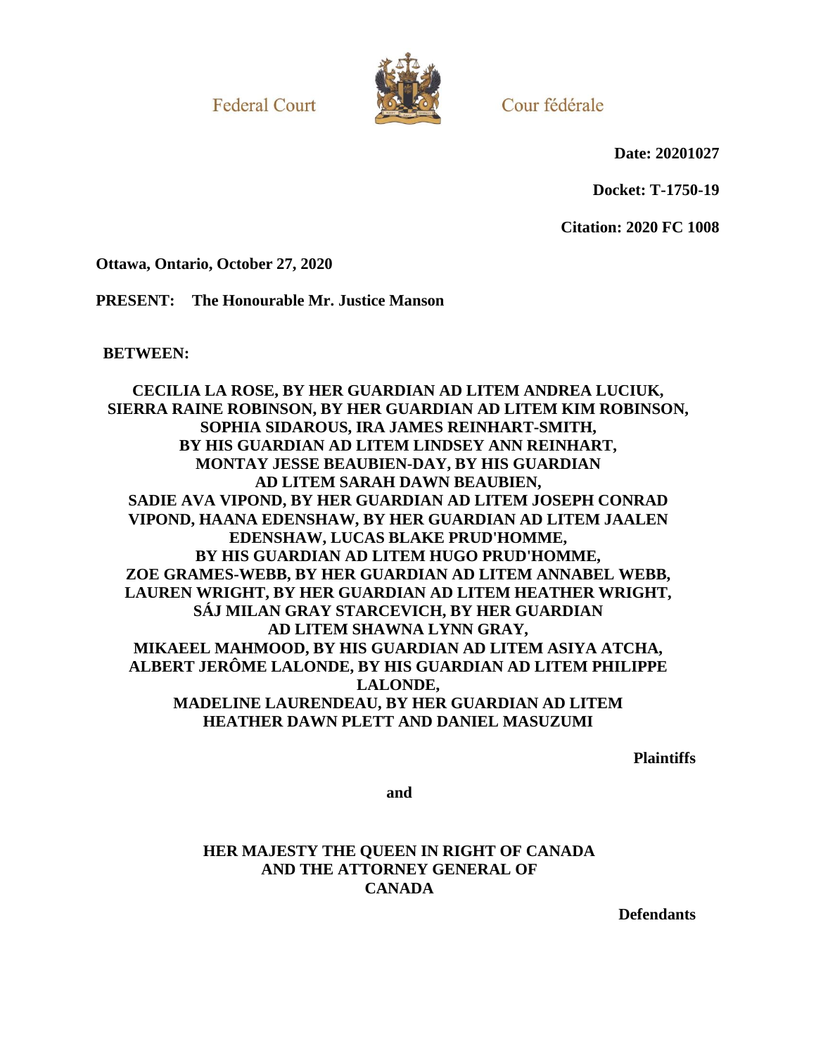Federal Court

Cour fédérale

**Date: 20201027**

**Docket: T-1750-19**

**Citation: 2020 FC 1008**

**Ottawa, Ontario, October 27, 2020**

**PRESENT: The Honourable Mr. Justice Manson**

**BETWEEN:**

**CECILIA LA ROSE, BY HER GUARDIAN AD LITEM ANDREA LUCIUK, SIERRA RAINE ROBINSON, BY HER GUARDIAN AD LITEM KIM ROBINSON, SOPHIA SIDAROUS, IRA JAMES REINHART-SMITH, BY HIS GUARDIAN AD LITEM LINDSEY ANN REINHART, MONTAY JESSE BEAUBIEN-DAY, BY HIS GUARDIAN AD LITEM SARAH DAWN BEAUBIEN, SADIE AVA VIPOND, BY HER GUARDIAN AD LITEM JOSEPH CONRAD VIPOND, HAANA EDENSHAW, BY HER GUARDIAN AD LITEM JAALEN EDENSHAW, LUCAS BLAKE PRUD'HOMME, BY HIS GUARDIAN AD LITEM HUGO PRUD'HOMME, ZOE GRAMES-WEBB, BY HER GUARDIAN AD LITEM ANNABEL WEBB, LAUREN WRIGHT, BY HER GUARDIAN AD LITEM HEATHER WRIGHT, SÁJ MILAN GRAY STARCEVICH, BY HER GUARDIAN AD LITEM SHAWNA LYNN GRAY, MIKAEEL MAHMOOD, BY HIS GUARDIAN AD LITEM ASIYA ATCHA, ALBERT JERÔME LALONDE, BY HIS GUARDIAN AD LITEM PHILIPPE LALONDE, MADELINE LAURENDEAU, BY HER GUARDIAN AD LITEM HEATHER DAWN PLETT AND DANIEL MASUZUMI**

**Plaintiffs**

**and**

**HER MAJESTY THE QUEEN IN RIGHT OF CANADA AND THE ATTORNEY GENERAL OF CANADA**

**Defendants**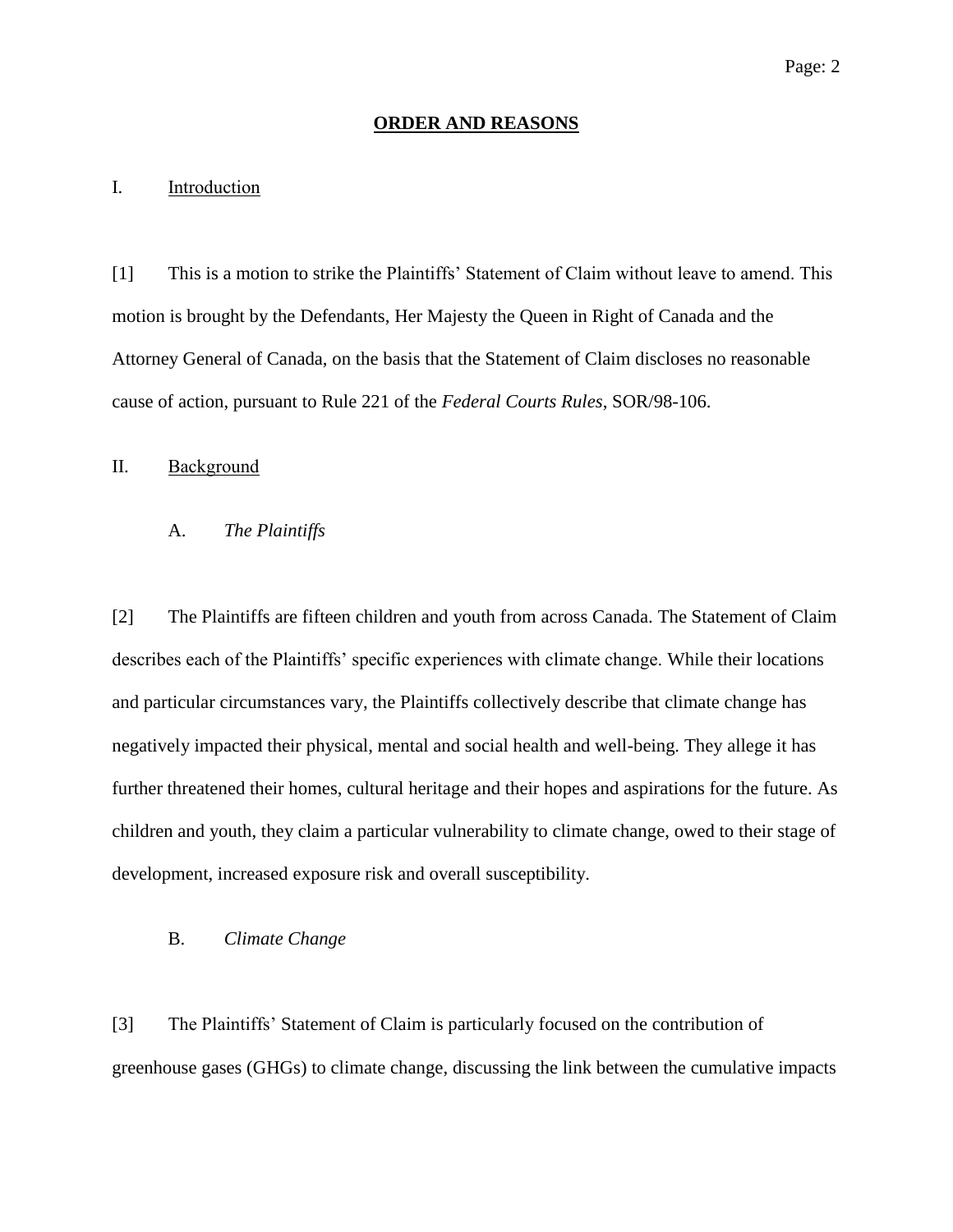## ORDER AND REASONS

### I. Introduction

[1] This is a motion to strike the Plaintiffs' Statement of Claim without leave to amend. This motion is brought by the Defendants, Her Majesty the Queen in Right of Canada and the Attorney General of Canada, on the basis that the Statement of Claim discloses no reasonable cause of action, pursuant to Rule 221 of the *Federal Courts Rules*, SOR/98-106.

### II. Background

#### A. *The Plaintiffs*

[2] The Plaintiffs are fifteen children and youth from across Canada. The Statement of Claim describes each of the Plaintiffs' specific experiences with climate change. While their locations and particular circumstances vary, the Plaintiffs collectively describe that climate change has negatively impacted their physical, mental and social health and well-being. They allege it has further threatened their homes, cultural heritage and their hopes and aspirations for the future. As children and youth, they claim a particular vulnerability to climate change, owed to their stage of development, increased exposure risk and overall susceptibility.

#### B. *Climate Change*

[3] The Plaintiffs' Statement of Claim is particularly focused on the contribution of greenhouse gases (GHGs) to climate change, discussing the link between the cumulative impacts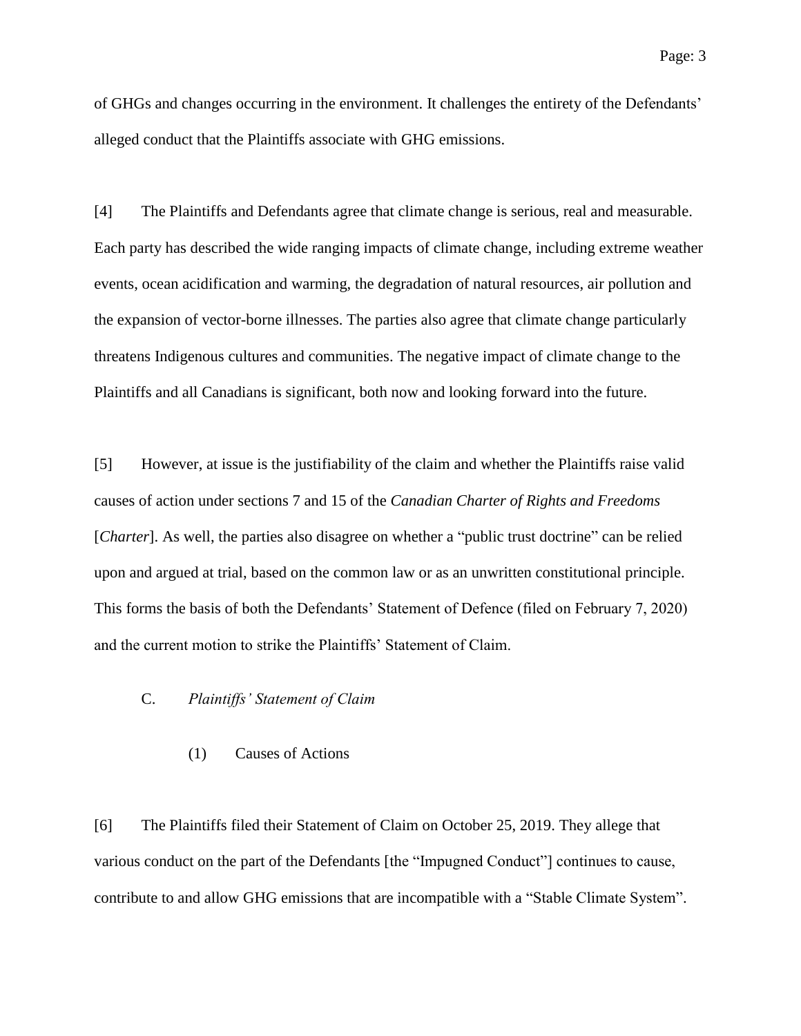of GHGs and changes occurring in the environment. It challenges the entirety of the Defendants' alleged conduct that the Plaintiffs associate with GHG emissions.

[4] The Plaintiffs and Defendants agree that climate change is serious, real and measurable. Each party has described the wide ranging impacts of climate change, including extreme weather events, ocean acidification and warming, the degradation of natural resources, air pollution and the expansion of vector-borne illnesses. The parties also agree that climate change particularly threatens Indigenous cultures and communities. The negative impact of climate change to the Plaintiffs and all Canadians is significant, both now and looking forward into the future.

[5] However, at issue is the justifiability of the claim and whether the Plaintiffs raise valid causes of action under sections 7 and 15 of the *Canadian Charter of Rights and Freedoms* [*Charter*]. As well, the parties also disagree on whether a "public trust doctrine" can be relied upon and argued at trial, based on the common law or as an unwritten constitutional principle. This forms the basis of both the Defendants' Statement of Defence (filed on February 7, 2020) and the current motion to strike the Plaintiffs' Statement of Claim.

### C. *Plaintiffs' Statement of Claim*

#### (1) Causes of Actions

[6] The Plaintiffs filed their Statement of Claim on October 25, 2019. They allege that various conduct on the part of the Defendants [the "Impugned Conduct"] continues to cause, contribute to and allow GHG emissions that are incompatible with a "Stable Climate System".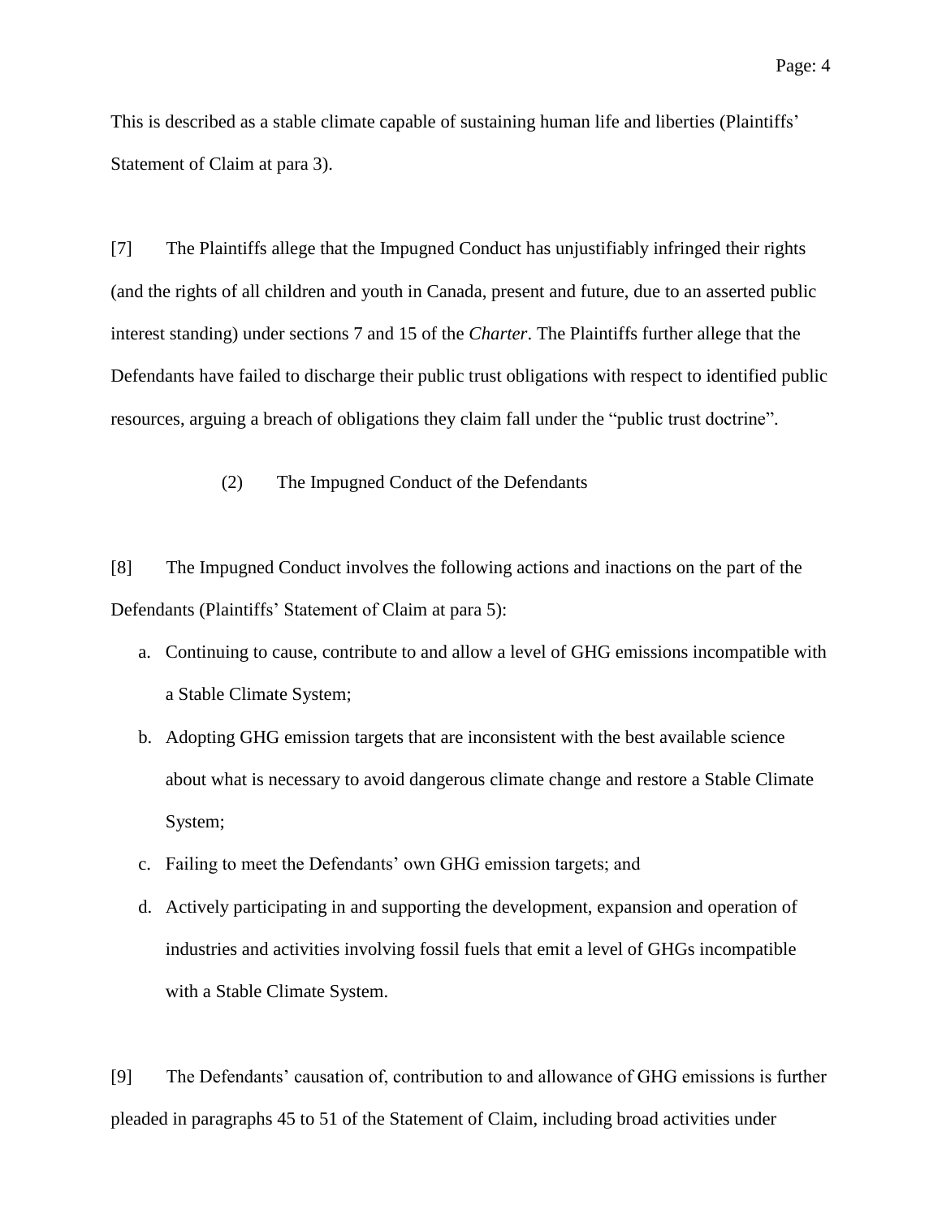This is described as a stable climate capable of sustaining human life and liberties (Plaintiffs' Statement of Claim at para 3).

[7] The Plaintiffs allege that the Impugned Conduct has unjustifiably infringed their rights (and the rights of all children and youth in Canada, present and future, due to an asserted public interest standing) under sections 7 and 15 of the *Charter*. The Plaintiffs further allege that the Defendants have failed to discharge their public trust obligations with respect to identified public resources, arguing a breach of obligations they claim fall under the "public trust doctrine".

### (2) The Impugned Conduct of the Defendants

[8] The Impugned Conduct involves the following actions and inactions on the part of the Defendants (Plaintiffs' Statement of Claim at para 5):

a. Continuing to cause, contribute to and allow a level of GHG emissions incompatible with a Stable Climate System;

b. Adopting GHG emission targets that are inconsistent with the best available science about what is necessary to avoid dangerous climate change and restore a Stable Climate System;

c. Failing to meet the Defendants' own GHG emission targets; and

d. Actively participating in and supporting the development, expansion and operation of industries and activities involving fossil fuels that emit a level of GHGs incompatible with a Stable Climate System.

[9] The Defendants' causation of, contribution to and allowance of GHG emissions is further pleaded in paragraphs 45 to 51 of the Statement of Claim, including broad activities under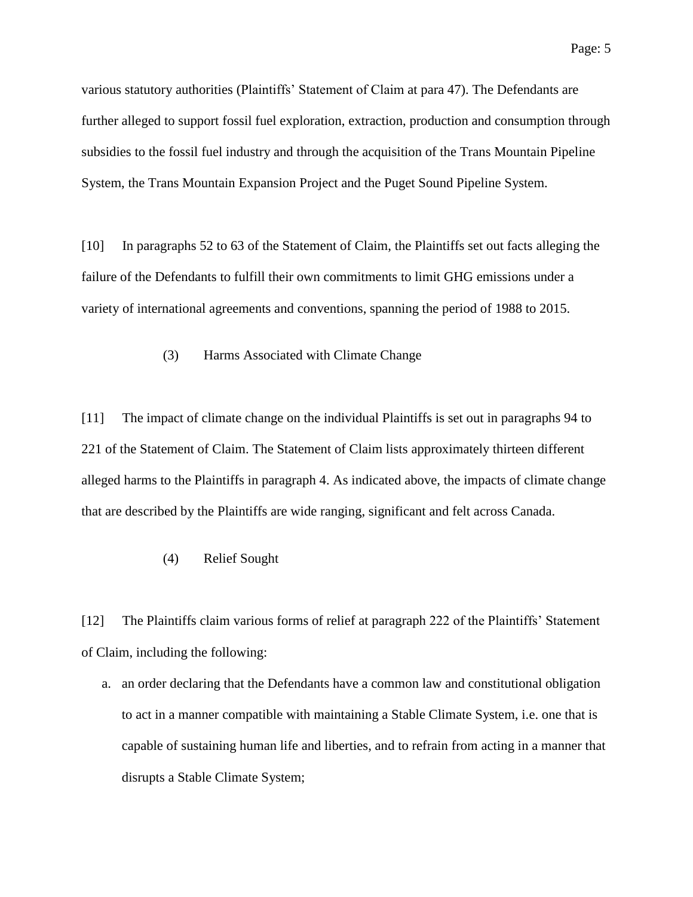various statutory authorities (Plaintiffs' Statement of Claim at para 47). The Defendants are further alleged to support fossil fuel exploration, extraction, production and consumption through subsidies to the fossil fuel industry and through the acquisition of the Trans Mountain Pipeline System, the Trans Mountain Expansion Project and the Puget Sound Pipeline System.

[10] In paragraphs 52 to 63 of the Statement of Claim, the Plaintiffs set out facts alleging the failure of the Defendants to fulfill their own commitments to limit GHG emissions under a variety of international agreements and conventions, spanning the period of 1988 to 2015.

### (3) Harms Associated with Climate Change

[11] The impact of climate change on the individual Plaintiffs is set out in paragraphs 94 to 221 of the Statement of Claim. The Statement of Claim lists approximately thirteen different alleged harms to the Plaintiffs in paragraph 4. As indicated above, the impacts of climate change that are described by the Plaintiffs are wide ranging, significant and felt across Canada.

### (4) Relief Sought

[12] The Plaintiffs claim various forms of relief at paragraph 222 of the Plaintiffs' Statement of Claim, including the following:

a. an order declaring that the Defendants have a common law and constitutional obligation to act in a manner compatible with maintaining a Stable Climate System, i.e. one that is capable of sustaining human life and liberties, and to refrain from acting in a manner that disrupts a Stable Climate System;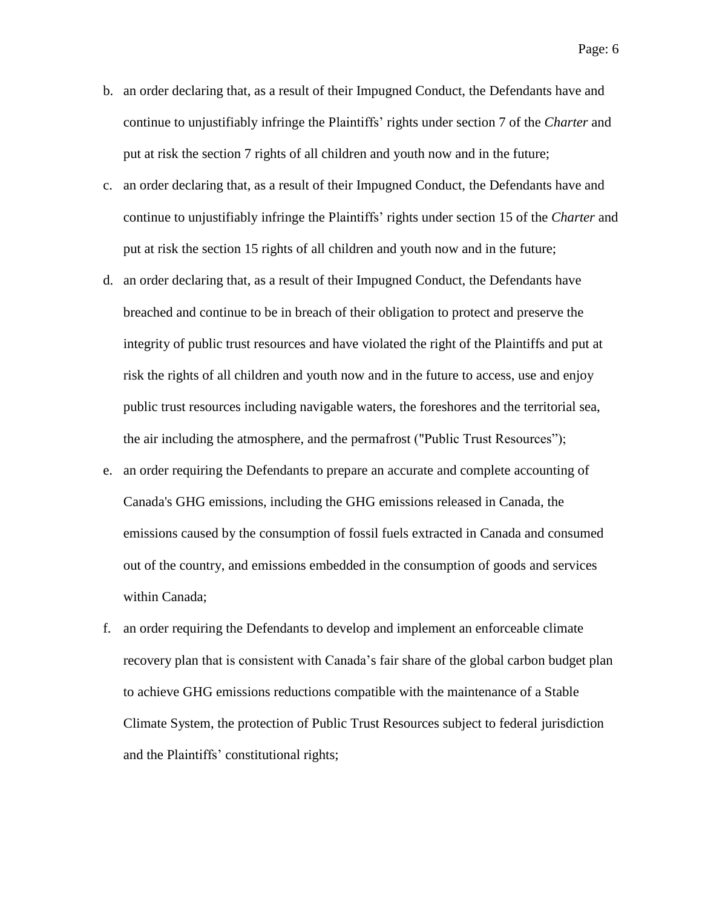b. an order declaring that, as a result of their Impugned Conduct, the Defendants have and continue to unjustifiably infringe the Plaintiffs' rights under section 7 of the *Charter* and put at risk the section 7 rights of all children and youth now and in the future;

c. an order declaring that, as a result of their Impugned Conduct, the Defendants have and continue to unjustifiably infringe the Plaintiffs' rights under section 15 of the *Charter* and put at risk the section 15 rights of all children and youth now and in the future;

d. an order declaring that, as a result of their Impugned Conduct, the Defendants have breached and continue to be in breach of their obligation to protect and preserve the integrity of public trust resources and have violated the right of the Plaintiffs and put at risk the rights of all children and youth now and in the future to access, use and enjoy public trust resources including navigable waters, the foreshores and the territorial sea, the air including the atmosphere, and the permafrost ("Public Trust Resources");

e. an order requiring the Defendants to prepare an accurate and complete accounting of Canada's GHG emissions, including the GHG emissions released in Canada, the emissions caused by the consumption of fossil fuels extracted in Canada and consumed out of the country, and emissions embedded in the consumption of goods and services within Canada;

f. an order requiring the Defendants to develop and implement an enforceable climate recovery plan that is consistent with Canada's fair share of the global carbon budget plan to achieve GHG emissions reductions compatible with the maintenance of a Stable Climate System, the protection of Public Trust Resources subject to federal jurisdiction and the Plaintiffs' constitutional rights;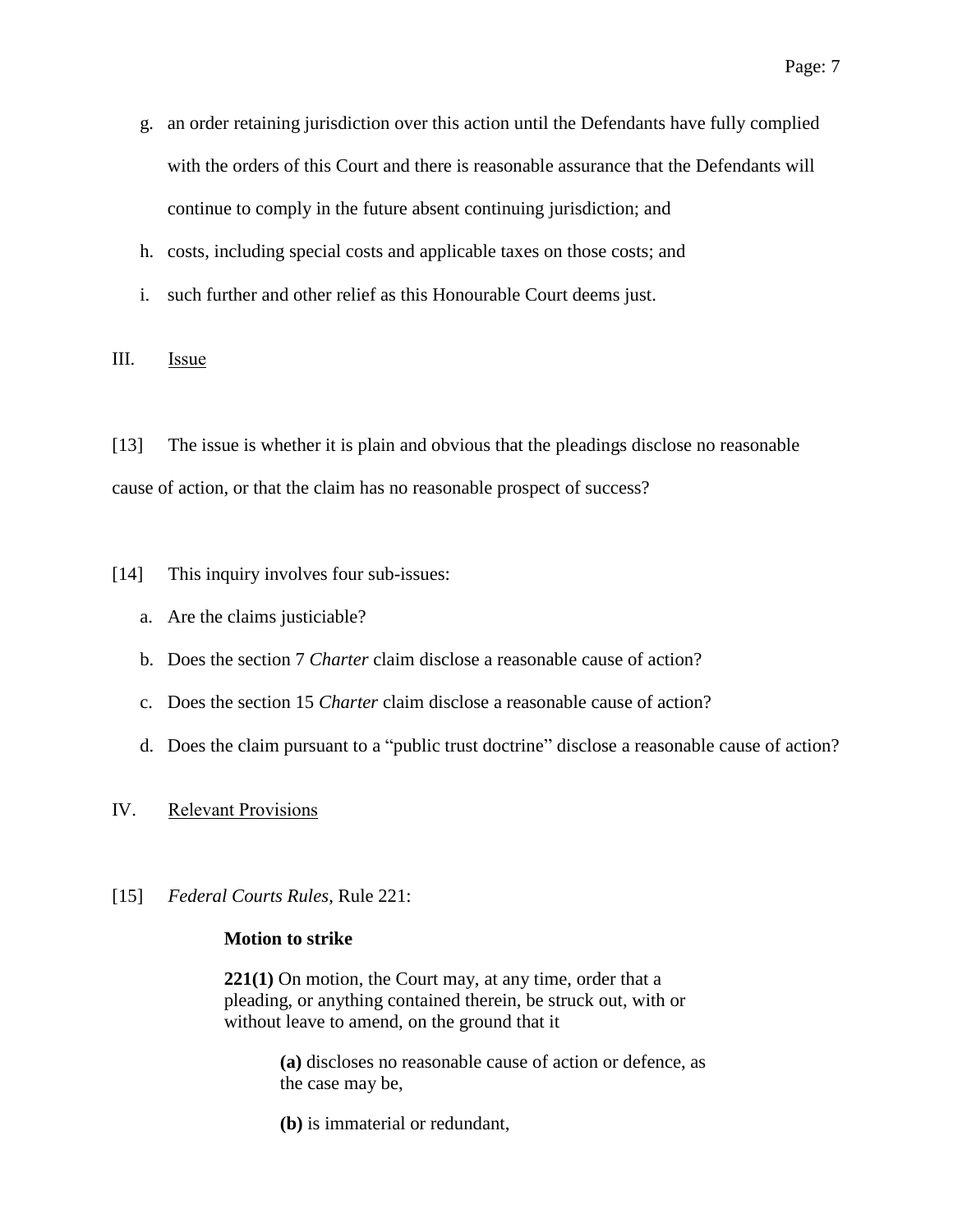g. an order retaining jurisdiction over this action until the Defendants have fully complied with the orders of this Court and there is reasonable assurance that the Defendants will continue to comply in the future absent continuing jurisdiction; and

h. costs, including special costs and applicable taxes on those costs; and

i. such further and other relief as this Honourable Court deems just.

## III. Issue

[13] The issue is whether it is plain and obvious that the pleadings disclose no reasonable cause of action, or that the claim has no reasonable prospect of success?

[14] This inquiry involves four sub-issues:

a. Are the claims justiciable?

b. Does the section 7 *Charter* claim disclose a reasonable cause of action?

c. Does the section 15 *Charter* claim disclose a reasonable cause of action?

d. Does the claim pursuant to a "public trust doctrine" disclose a reasonable cause of action?

## IV. Relevant Provisions

[15] *Federal Courts Rules*, Rule 221:

> **Motion to strike**
>
> **221(1)** On motion, the Court may, at any time, order that a pleading, or anything contained therein, be struck out, with or without leave to amend, on the ground that it
>
> > **(a)** discloses no reasonable cause of action or defence, as the case may be,
> >
> > **(b)** is immaterial or redundant,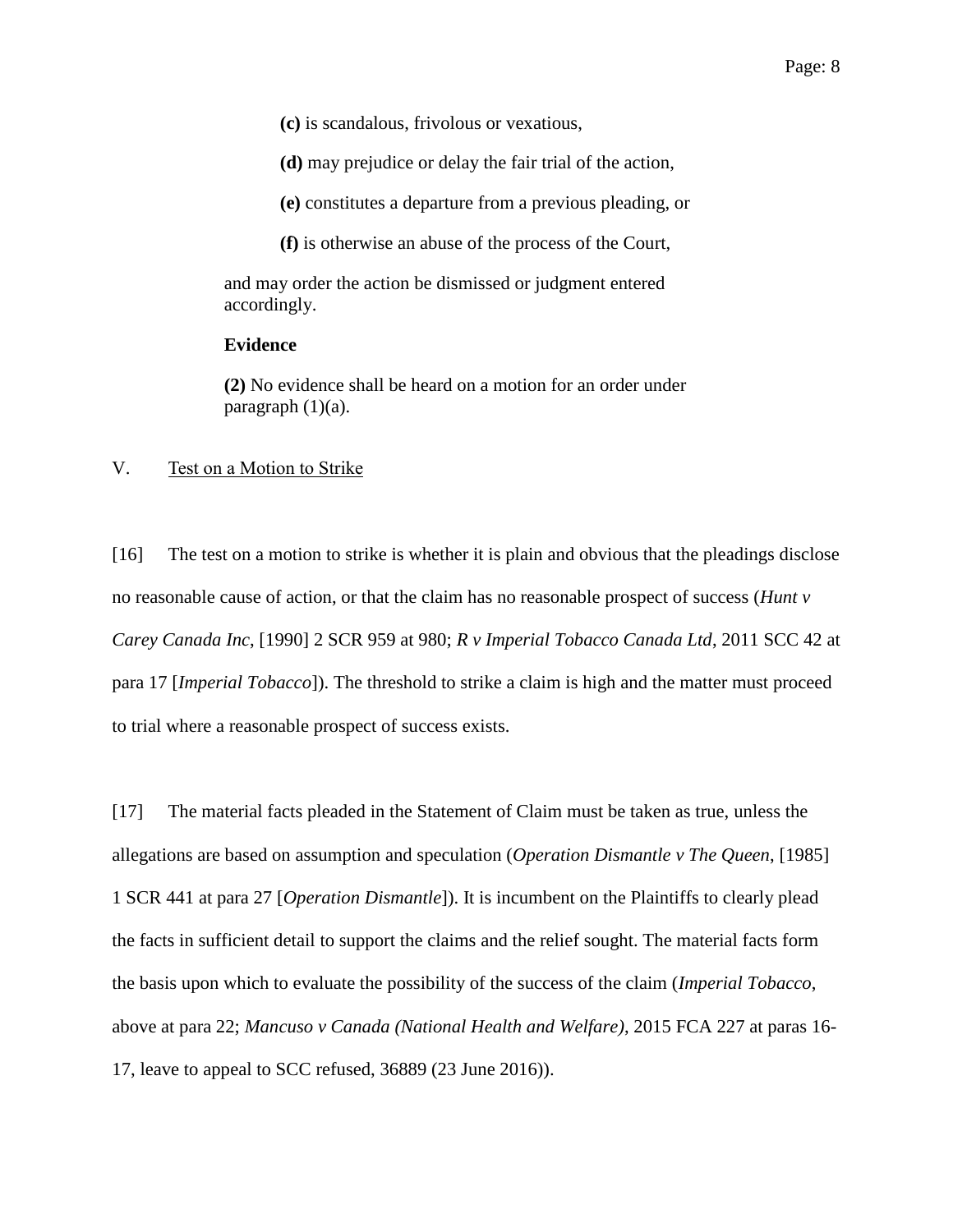**(c)** is scandalous, frivolous or vexatious,

**(d)** may prejudice or delay the fair trial of the action,

**(e)** constitutes a departure from a previous pleading, or

**(f)** is otherwise an abuse of the process of the Court,

and may order the action be dismissed or judgment entered accordingly.

**Evidence**

**(2)** No evidence shall be heard on a motion for an order under paragraph (1)(a).

## V. Test on a Motion to Strike

[16] The test on a motion to strike is whether it is plain and obvious that the pleadings disclose no reasonable cause of action, or that the claim has no reasonable prospect of success (*Hunt v Carey Canada Inc*, [1990] 2 SCR 959 at 980; *R v Imperial Tobacco Canada Ltd*, 2011 SCC 42 at para 17 [*Imperial Tobacco*]). The threshold to strike a claim is high and the matter must proceed to trial where a reasonable prospect of success exists.

[17] The material facts pleaded in the Statement of Claim must be taken as true, unless the allegations are based on assumption and speculation (*Operation Dismantle v The Queen*, [1985] 1 SCR 441 at para 27 [*Operation Dismantle*]). It is incumbent on the Plaintiffs to clearly plead the facts in sufficient detail to support the claims and the relief sought. The material facts form the basis upon which to evaluate the possibility of the success of the claim (*Imperial Tobacco*, above at para 22; *Mancuso v Canada (National Health and Welfare)*, 2015 FCA 227 at paras 16-17, leave to appeal to SCC refused, 36889 (23 June 2016)).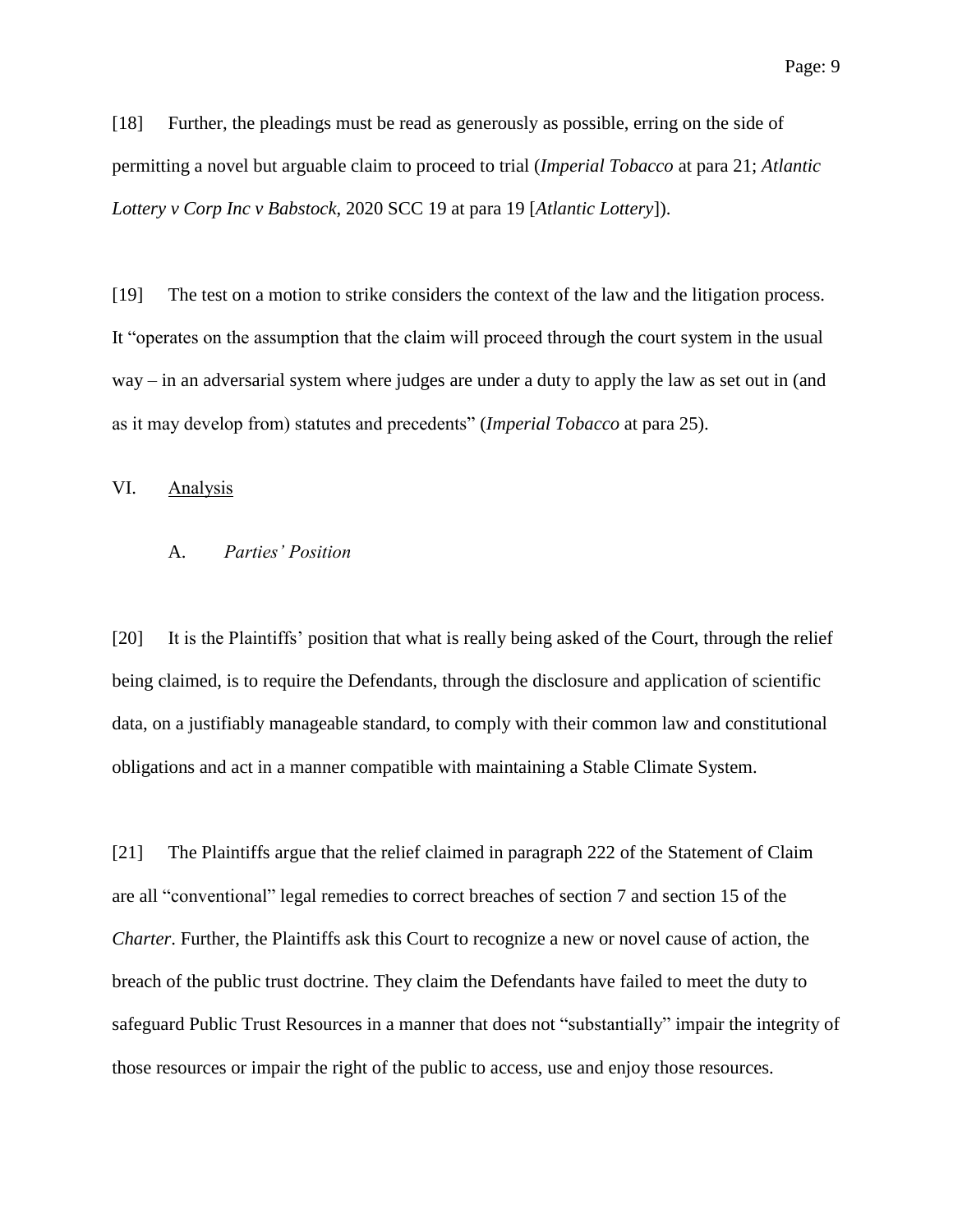[18] Further, the pleadings must be read as generously as possible, erring on the side of permitting a novel but arguable claim to proceed to trial (*Imperial Tobacco* at para 21; *Atlantic Lottery v Corp Inc v Babstock*, 2020 SCC 19 at para 19 [*Atlantic Lottery*]).

[19] The test on a motion to strike considers the context of the law and the litigation process. It "operates on the assumption that the claim will proceed through the court system in the usual way – in an adversarial system where judges are under a duty to apply the law as set out in (and as it may develop from) statutes and precedents" (*Imperial Tobacco* at para 25).

## VI. Analysis

### A. *Parties' Position*

[20] It is the Plaintiffs' position that what is really being asked of the Court, through the relief being claimed, is to require the Defendants, through the disclosure and application of scientific data, on a justifiably manageable standard, to comply with their common law and constitutional obligations and act in a manner compatible with maintaining a Stable Climate System.

[21] The Plaintiffs argue that the relief claimed in paragraph 222 of the Statement of Claim are all "conventional" legal remedies to correct breaches of section 7 and section 15 of the *Charter*. Further, the Plaintiffs ask this Court to recognize a new or novel cause of action, the breach of the public trust doctrine. They claim the Defendants have failed to meet the duty to safeguard Public Trust Resources in a manner that does not "substantially" impair the integrity of those resources or impair the right of the public to access, use and enjoy those resources.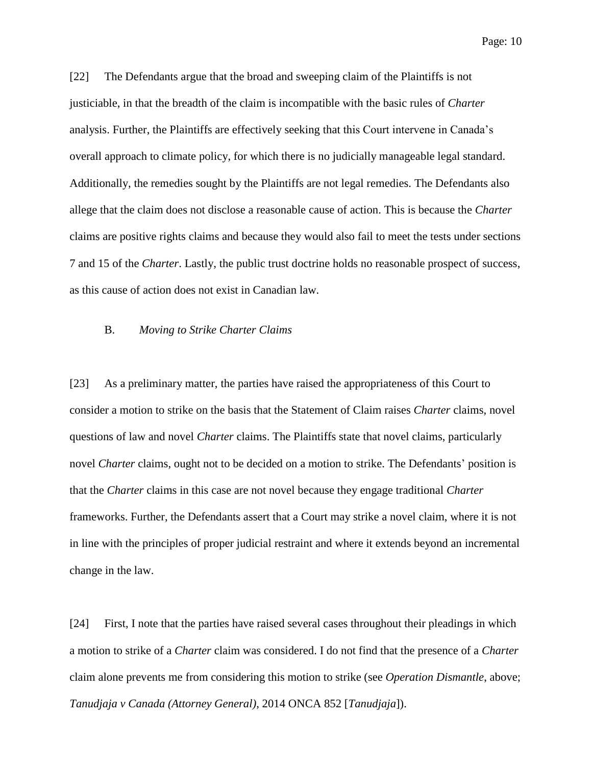[22] The Defendants argue that the broad and sweeping claim of the Plaintiffs is not justiciable, in that the breadth of the claim is incompatible with the basic rules of *Charter* analysis. Further, the Plaintiffs are effectively seeking that this Court intervene in Canada's overall approach to climate policy, for which there is no judicially manageable legal standard. Additionally, the remedies sought by the Plaintiffs are not legal remedies. The Defendants also allege that the claim does not disclose a reasonable cause of action. This is because the *Charter* claims are positive rights claims and because they would also fail to meet the tests under sections 7 and 15 of the *Charter*. Lastly, the public trust doctrine holds no reasonable prospect of success, as this cause of action does not exist in Canadian law.

### B. *Moving to Strike Charter Claims*

[23] As a preliminary matter, the parties have raised the appropriateness of this Court to consider a motion to strike on the basis that the Statement of Claim raises *Charter* claims, novel questions of law and novel *Charter* claims. The Plaintiffs state that novel claims, particularly novel *Charter* claims, ought not to be decided on a motion to strike. The Defendants' position is that the *Charter* claims in this case are not novel because they engage traditional *Charter* frameworks. Further, the Defendants assert that a Court may strike a novel claim, where it is not in line with the principles of proper judicial restraint and where it extends beyond an incremental change in the law.

[24] First, I note that the parties have raised several cases throughout their pleadings in which a motion to strike of a *Charter* claim was considered. I do not find that the presence of a *Charter* claim alone prevents me from considering this motion to strike (see *Operation Dismantle*, above; *Tanudjaja v Canada (Attorney General)*, 2014 ONCA 852 [*Tanudjaja*]).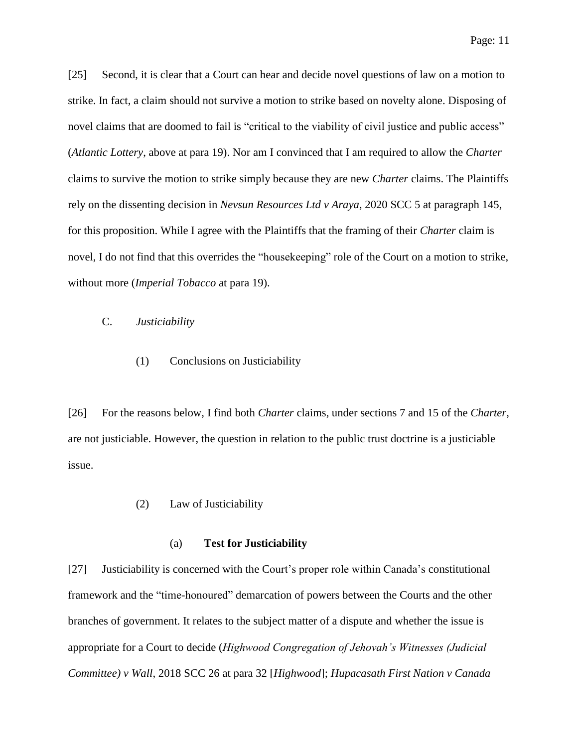[25] Second, it is clear that a Court can hear and decide novel questions of law on a motion to strike. In fact, a claim should not survive a motion to strike based on novelty alone. Disposing of novel claims that are doomed to fail is "critical to the viability of civil justice and public access" (*Atlantic Lottery*, above at para 19). Nor am I convinced that I am required to allow the *Charter* claims to survive the motion to strike simply because they are new *Charter* claims. The Plaintiffs rely on the dissenting decision in *Nevsun Resources Ltd v Araya*, 2020 SCC 5 at paragraph 145, for this proposition. While I agree with the Plaintiffs that the framing of their *Charter* claim is novel, I do not find that this overrides the "housekeeping" role of the Court on a motion to strike, without more (*Imperial Tobacco* at para 19).

## C. *Justiciability*

### (1) Conclusions on Justiciability

[26] For the reasons below, I find both *Charter* claims, under sections 7 and 15 of the *Charter*, are not justiciable. However, the question in relation to the public trust doctrine is a justiciable issue.

### (2) Law of Justiciability

#### (a) **Test for Justiciability**

[27] Justiciability is concerned with the Court's proper role within Canada's constitutional framework and the "time-honoured" demarcation of powers between the Courts and the other branches of government. It relates to the subject matter of a dispute and whether the issue is appropriate for a Court to decide (*Highwood Congregation of Jehovah's Witnesses (Judicial Committee) v Wall*, 2018 SCC 26 at para 32 [*Highwood*]; *Hupacasath First Nation v Canada*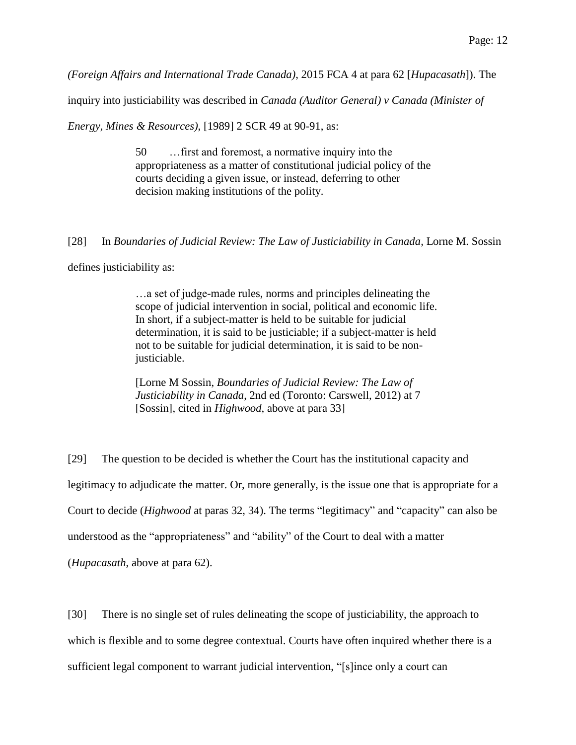*(Foreign Affairs and International Trade Canada)*, 2015 FCA 4 at para 62 [*Hupacasath*]). The inquiry into justiciability was described in *Canada (Auditor General) v Canada (Minister of Energy, Mines & Resources)*, [1989] 2 SCR 49 at 90-91, as:

> 50 …first and foremost, a normative inquiry into the appropriateness as a matter of constitutional judicial policy of the courts deciding a given issue, or instead, deferring to other decision making institutions of the polity.

[28] In *Boundaries of Judicial Review: The Law of Justiciability in Canada*, Lorne M. Sossin defines justiciability as:

> …a set of judge-made rules, norms and principles delineating the scope of judicial intervention in social, political and economic life. In short, if a subject-matter is held to be suitable for judicial determination, it is said to be justiciable; if a subject-matter is held not to be suitable for judicial determination, it is said to be non-justiciable.
>
> [Lorne M Sossin, *Boundaries of Judicial Review: The Law of Justiciability in Canada*, 2nd ed (Toronto: Carswell, 2012) at 7 [Sossin], cited in *Highwood*, above at para 33]

[29] The question to be decided is whether the Court has the institutional capacity and legitimacy to adjudicate the matter. Or, more generally, is the issue one that is appropriate for a Court to decide (*Highwood* at paras 32, 34). The terms "legitimacy" and "capacity" can also be understood as the "appropriateness" and "ability" of the Court to deal with a matter (*Hupacasath*, above at para 62).

[30] There is no single set of rules delineating the scope of justiciability, the approach to which is flexible and to some degree contextual. Courts have often inquired whether there is a sufficient legal component to warrant judicial intervention, "[s]ince only a court can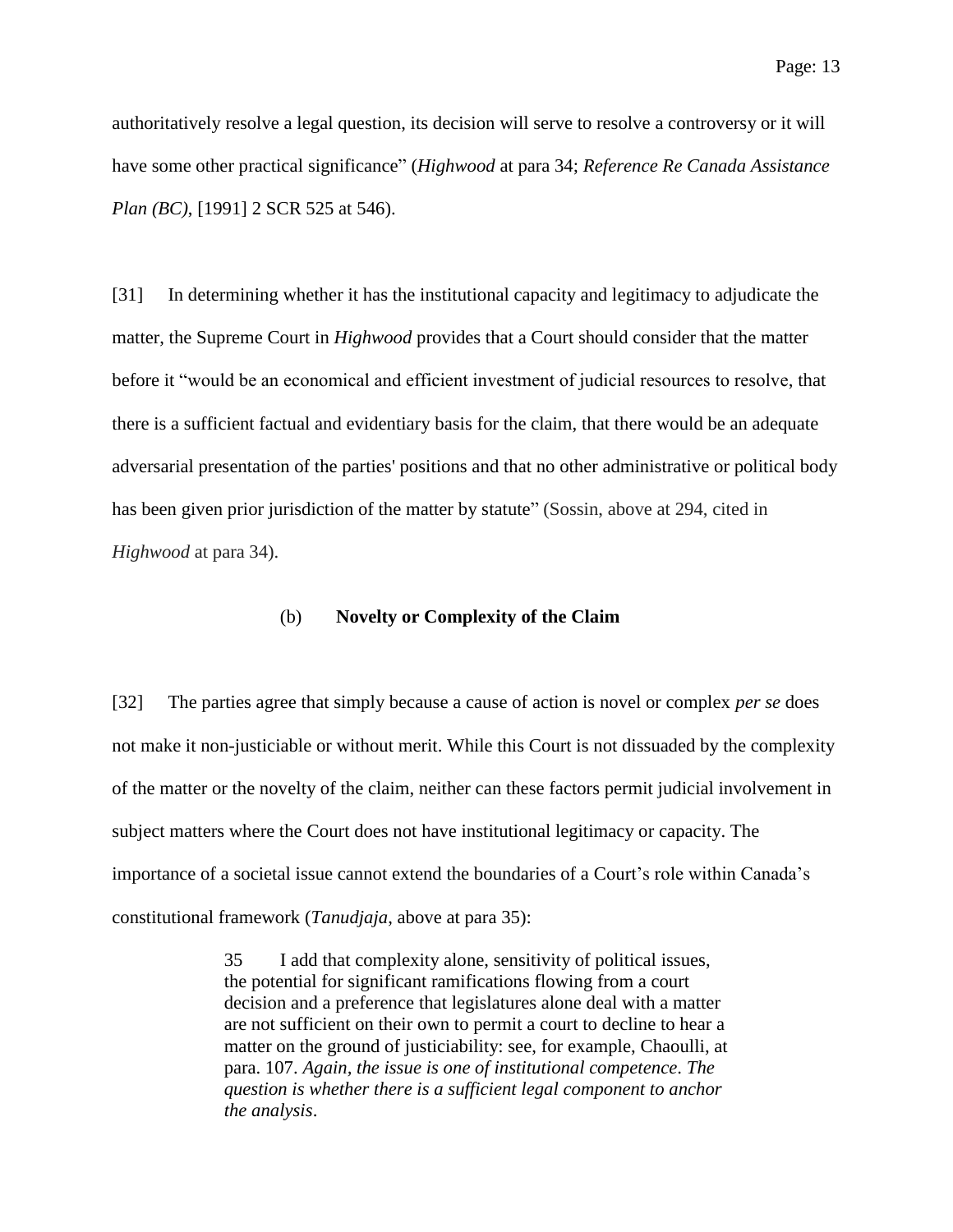authoritatively resolve a legal question, its decision will serve to resolve a controversy or it will have some other practical significance" (*Highwood* at para 34; *Reference Re Canada Assistance Plan (BC)*, [1991] 2 SCR 525 at 546).

[31] In determining whether it has the institutional capacity and legitimacy to adjudicate the matter, the Supreme Court in *Highwood* provides that a Court should consider that the matter before it "would be an economical and efficient investment of judicial resources to resolve, that there is a sufficient factual and evidentiary basis for the claim, that there would be an adequate adversarial presentation of the parties' positions and that no other administrative or political body has been given prior jurisdiction of the matter by statute" (Sossin, above at 294, cited in *Highwood* at para 34).

### (b) **Novelty or Complexity of the Claim**

[32] The parties agree that simply because a cause of action is novel or complex *per se* does not make it non-justiciable or without merit. While this Court is not dissuaded by the complexity of the matter or the novelty of the claim, neither can these factors permit judicial involvement in subject matters where the Court does not have institutional legitimacy or capacity. The importance of a societal issue cannot extend the boundaries of a Court's role within Canada's constitutional framework (*Tanudjaja*, above at para 35):

> 35 I add that complexity alone, sensitivity of political issues, the potential for significant ramifications flowing from a court decision and a preference that legislatures alone deal with a matter are not sufficient on their own to permit a court to decline to hear a matter on the ground of justiciability: see, for example, Chaoulli, at para. 107. *Again, the issue is one of institutional competence. The question is whether there is a sufficient legal component to anchor the analysis*.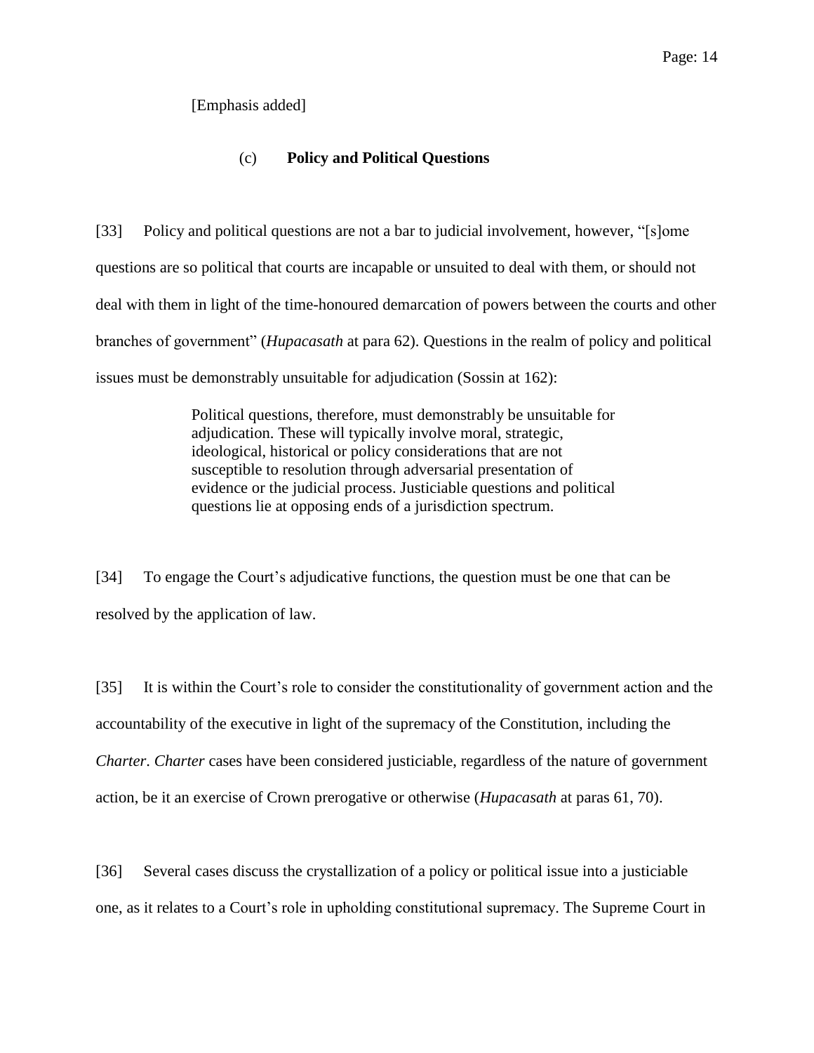[Emphasis added]

### (c) **Policy and Political Questions**

[33] Policy and political questions are not a bar to judicial involvement, however, "[s]ome questions are so political that courts are incapable or unsuited to deal with them, or should not deal with them in light of the time-honoured demarcation of powers between the courts and other branches of government" (*Hupacasath* at para 62). Questions in the realm of policy and political issues must be demonstrably unsuitable for adjudication (Sossin at 162):

> Political questions, therefore, must demonstrably be unsuitable for adjudication. These will typically involve moral, strategic, ideological, historical or policy considerations that are not susceptible to resolution through adversarial presentation of evidence or the judicial process. Justiciable questions and political questions lie at opposing ends of a jurisdiction spectrum.

[34] To engage the Court's adjudicative functions, the question must be one that can be resolved by the application of law.

[35] It is within the Court's role to consider the constitutionality of government action and the accountability of the executive in light of the supremacy of the Constitution, including the *Charter*. *Charter* cases have been considered justiciable, regardless of the nature of government action, be it an exercise of Crown prerogative or otherwise (*Hupacasath* at paras 61, 70).

[36] Several cases discuss the crystallization of a policy or political issue into a justiciable one, as it relates to a Court's role in upholding constitutional supremacy. The Supreme Court in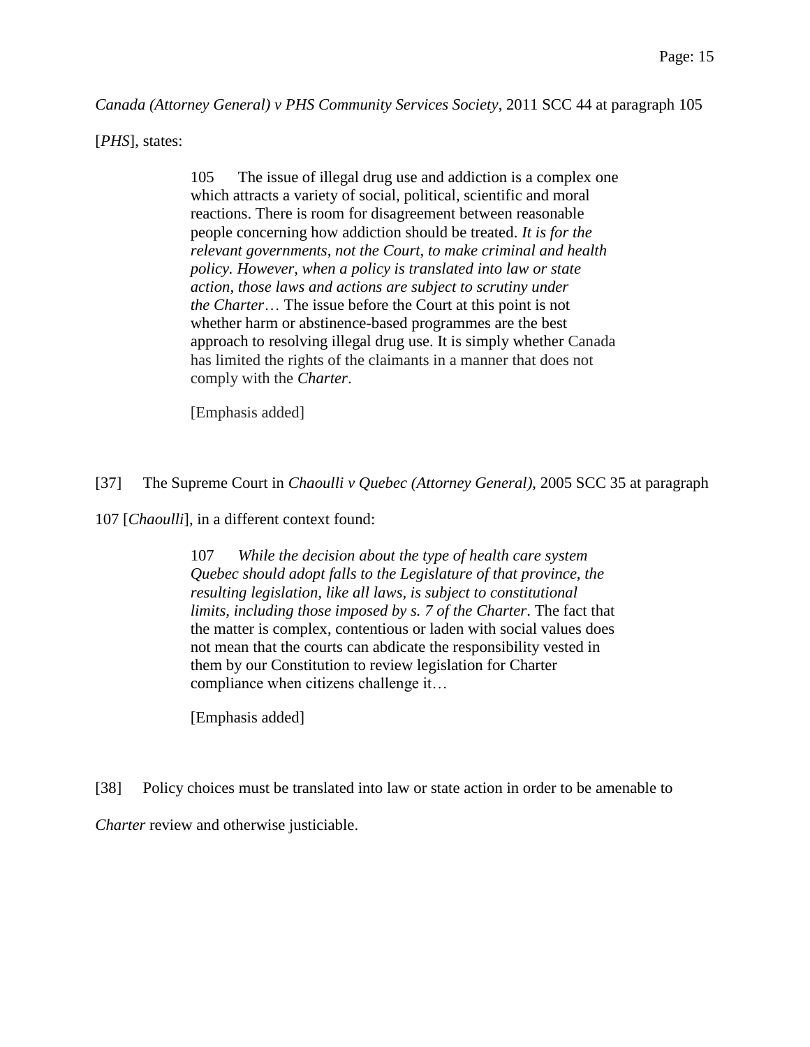*Canada (Attorney General) v PHS Community Services Society*, 2011 SCC 44 at paragraph 105 [*PHS*], states:

> 105 The issue of illegal drug use and addiction is a complex one which attracts a variety of social, political, scientific and moral reactions. There is room for disagreement between reasonable people concerning how addiction should be treated. *It is for the relevant governments, not the Court, to make criminal and health policy. However, when a policy is translated into law or state action, those laws and actions are subject to scrutiny under the Charter*… The issue before the Court at this point is not whether harm or abstinence-based programmes are the best approach to resolving illegal drug use. It is simply whether Canada has limited the rights of the claimants in a manner that does not comply with the *Charter*.
>
> [Emphasis added]

[37] The Supreme Court in *Chaoulli v Quebec (Attorney General)*, 2005 SCC 35 at paragraph 107 [*Chaoulli*], in a different context found:

> 107 *While the decision about the type of health care system Quebec should adopt falls to the Legislature of that province, the resulting legislation, like all laws, is subject to constitutional limits, including those imposed by s. 7 of the Charter*. The fact that the matter is complex, contentious or laden with social values does not mean that the courts can abdicate the responsibility vested in them by our Constitution to review legislation for Charter compliance when citizens challenge it…
>
> [Emphasis added]

[38] Policy choices must be translated into law or state action in order to be amenable to *Charter* review and otherwise justiciable.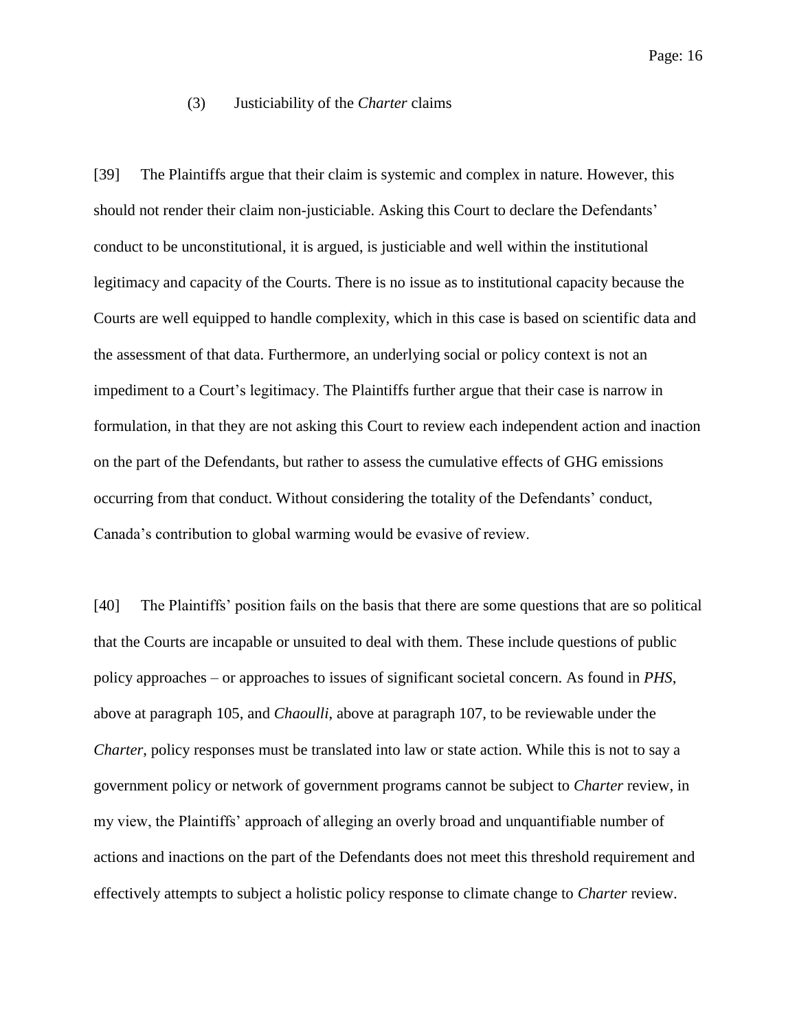### (3) Justiciability of the *Charter* claims

[39] The Plaintiffs argue that their claim is systemic and complex in nature. However, this should not render their claim non-justiciable. Asking this Court to declare the Defendants' conduct to be unconstitutional, it is argued, is justiciable and well within the institutional legitimacy and capacity of the Courts. There is no issue as to institutional capacity because the Courts are well equipped to handle complexity, which in this case is based on scientific data and the assessment of that data. Furthermore, an underlying social or policy context is not an impediment to a Court's legitimacy. The Plaintiffs further argue that their case is narrow in formulation, in that they are not asking this Court to review each independent action and inaction on the part of the Defendants, but rather to assess the cumulative effects of GHG emissions occurring from that conduct. Without considering the totality of the Defendants' conduct, Canada's contribution to global warming would be evasive of review.

[40] The Plaintiffs' position fails on the basis that there are some questions that are so political that the Courts are incapable or unsuited to deal with them. These include questions of public policy approaches – or approaches to issues of significant societal concern. As found in *PHS*, above at paragraph 105, and *Chaoulli*, above at paragraph 107, to be reviewable under the *Charter*, policy responses must be translated into law or state action. While this is not to say a government policy or network of government programs cannot be subject to *Charter* review, in my view, the Plaintiffs' approach of alleging an overly broad and unquantifiable number of actions and inactions on the part of the Defendants does not meet this threshold requirement and effectively attempts to subject a holistic policy response to climate change to *Charter* review.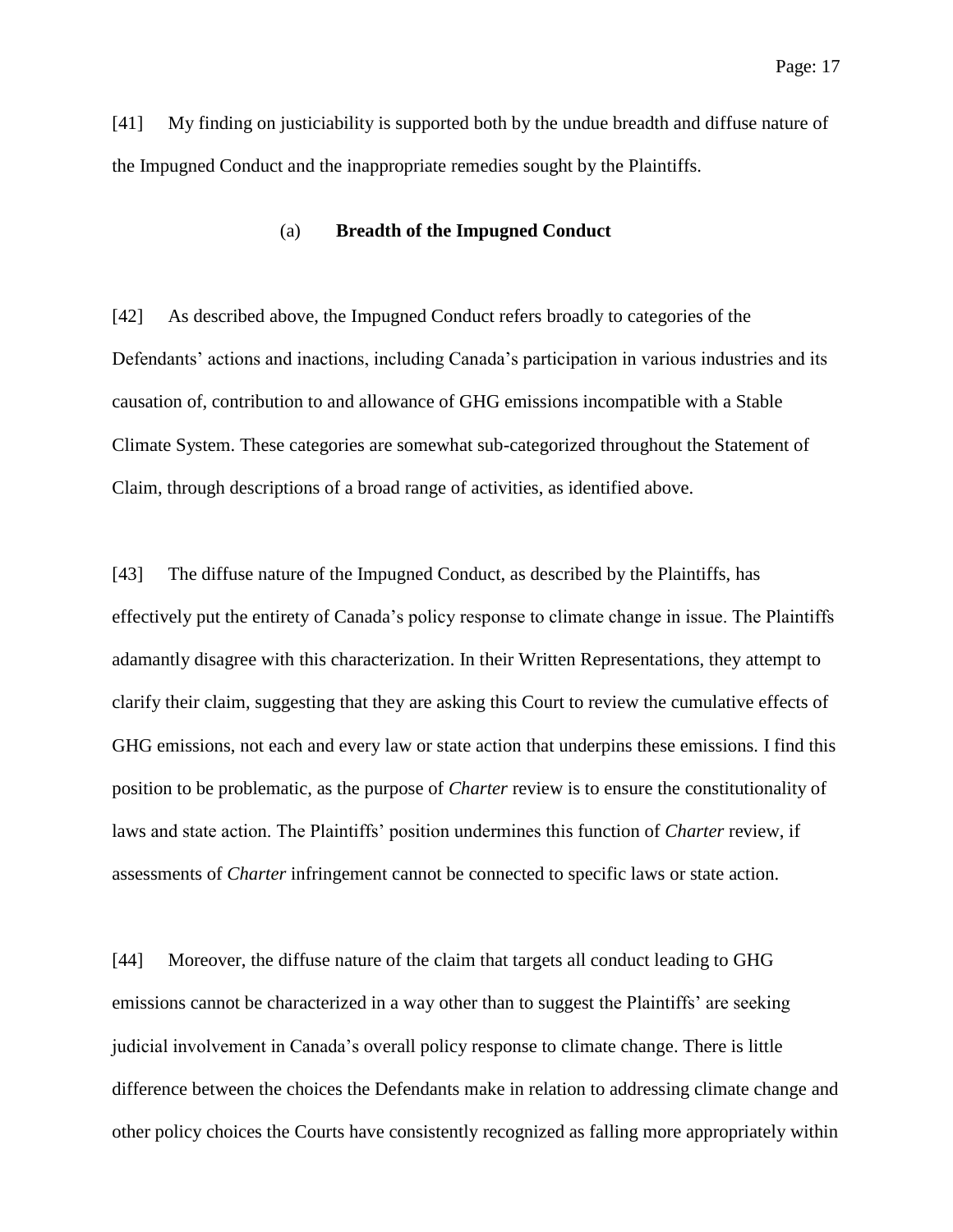[41] My finding on justiciability is supported both by the undue breadth and diffuse nature of the Impugned Conduct and the inappropriate remedies sought by the Plaintiffs.

### (a) **Breadth of the Impugned Conduct**

[42] As described above, the Impugned Conduct refers broadly to categories of the Defendants' actions and inactions, including Canada's participation in various industries and its causation of, contribution to and allowance of GHG emissions incompatible with a Stable Climate System. These categories are somewhat sub-categorized throughout the Statement of Claim, through descriptions of a broad range of activities, as identified above.

[43] The diffuse nature of the Impugned Conduct, as described by the Plaintiffs, has effectively put the entirety of Canada's policy response to climate change in issue. The Plaintiffs adamantly disagree with this characterization. In their Written Representations, they attempt to clarify their claim, suggesting that they are asking this Court to review the cumulative effects of GHG emissions, not each and every law or state action that underpins these emissions. I find this position to be problematic, as the purpose of *Charter* review is to ensure the constitutionality of laws and state action. The Plaintiffs' position undermines this function of *Charter* review, if assessments of *Charter* infringement cannot be connected to specific laws or state action.

[44] Moreover, the diffuse nature of the claim that targets all conduct leading to GHG emissions cannot be characterized in a way other than to suggest the Plaintiffs' are seeking judicial involvement in Canada's overall policy response to climate change. There is little difference between the choices the Defendants make in relation to addressing climate change and other policy choices the Courts have consistently recognized as falling more appropriately within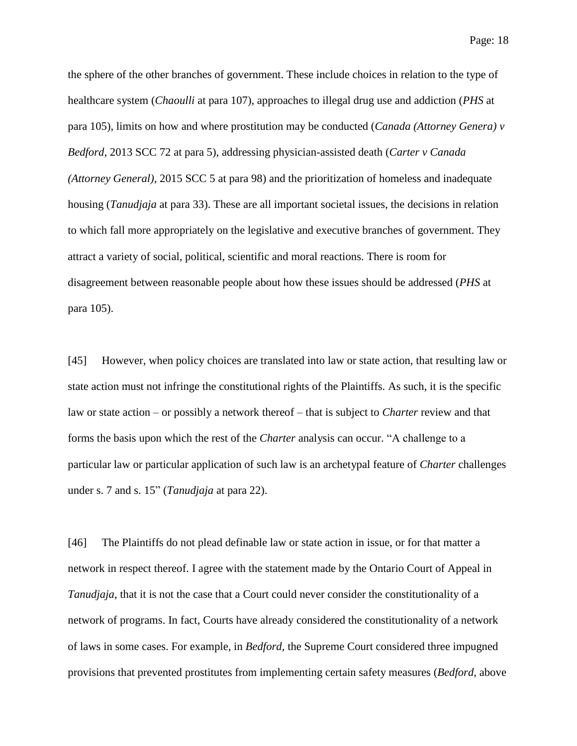the sphere of the other branches of government. These include choices in relation to the type of healthcare system (*Chaoulli* at para 107), approaches to illegal drug use and addiction (*PHS* at para 105), limits on how and where prostitution may be conducted (*Canada (Attorney Genera) v Bedford*, 2013 SCC 72 at para 5), addressing physician-assisted death (*Carter v Canada (Attorney General)*, 2015 SCC 5 at para 98) and the prioritization of homeless and inadequate housing (*Tanudjaja* at para 33). These are all important societal issues, the decisions in relation to which fall more appropriately on the legislative and executive branches of government. They attract a variety of social, political, scientific and moral reactions. There is room for disagreement between reasonable people about how these issues should be addressed (*PHS* at para 105).

[45] However, when policy choices are translated into law or state action, that resulting law or state action must not infringe the constitutional rights of the Plaintiffs. As such, it is the specific law or state action – or possibly a network thereof – that is subject to *Charter* review and that forms the basis upon which the rest of the *Charter* analysis can occur. "A challenge to a particular law or particular application of such law is an archetypal feature of *Charter* challenges under s. 7 and s. 15" (*Tanudjaja* at para 22).

[46] The Plaintiffs do not plead definable law or state action in issue, or for that matter a network in respect thereof. I agree with the statement made by the Ontario Court of Appeal in *Tanudjaja*, that it is not the case that a Court could never consider the constitutionality of a network of programs. In fact, Courts have already considered the constitutionality of a network of laws in some cases. For example, in *Bedford*, the Supreme Court considered three impugned provisions that prevented prostitutes from implementing certain safety measures (*Bedford*, above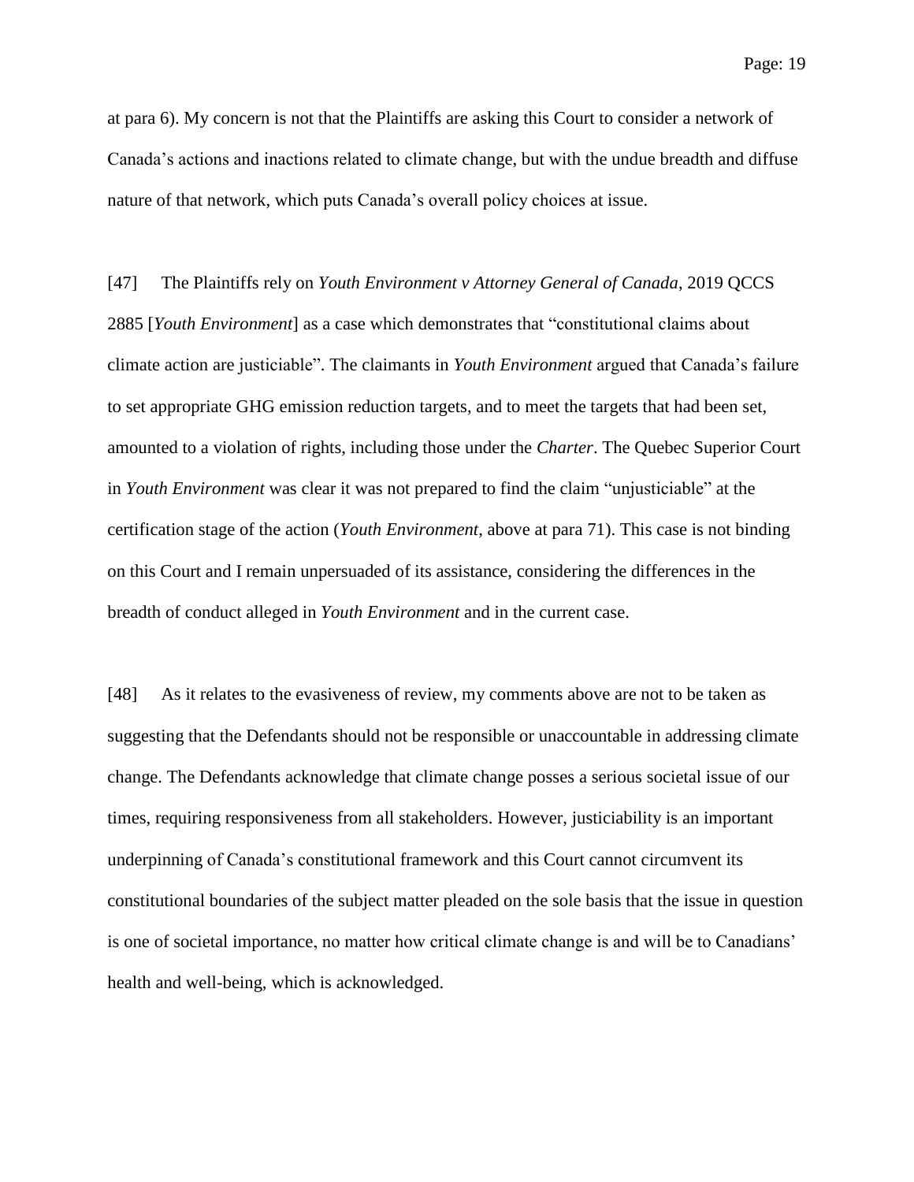at para 6). My concern is not that the Plaintiffs are asking this Court to consider a network of Canada's actions and inactions related to climate change, but with the undue breadth and diffuse nature of that network, which puts Canada's overall policy choices at issue.

[47] The Plaintiffs rely on *Youth Environment v Attorney General of Canada*, 2019 QCCS 2885 [*Youth Environment*] as a case which demonstrates that "constitutional claims about climate action are justiciable". The claimants in *Youth Environment* argued that Canada's failure to set appropriate GHG emission reduction targets, and to meet the targets that had been set, amounted to a violation of rights, including those under the *Charter*. The Quebec Superior Court in *Youth Environment* was clear it was not prepared to find the claim "unjusticiable" at the certification stage of the action (*Youth Environment*, above at para 71). This case is not binding on this Court and I remain unpersuaded of its assistance, considering the differences in the breadth of conduct alleged in *Youth Environment* and in the current case.

[48] As it relates to the evasiveness of review, my comments above are not to be taken as suggesting that the Defendants should not be responsible or unaccountable in addressing climate change. The Defendants acknowledge that climate change posses a serious societal issue of our times, requiring responsiveness from all stakeholders. However, justiciability is an important underpinning of Canada's constitutional framework and this Court cannot circumvent its constitutional boundaries of the subject matter pleaded on the sole basis that the issue in question is one of societal importance, no matter how critical climate change is and will be to Canadians' health and well-being, which is acknowledged.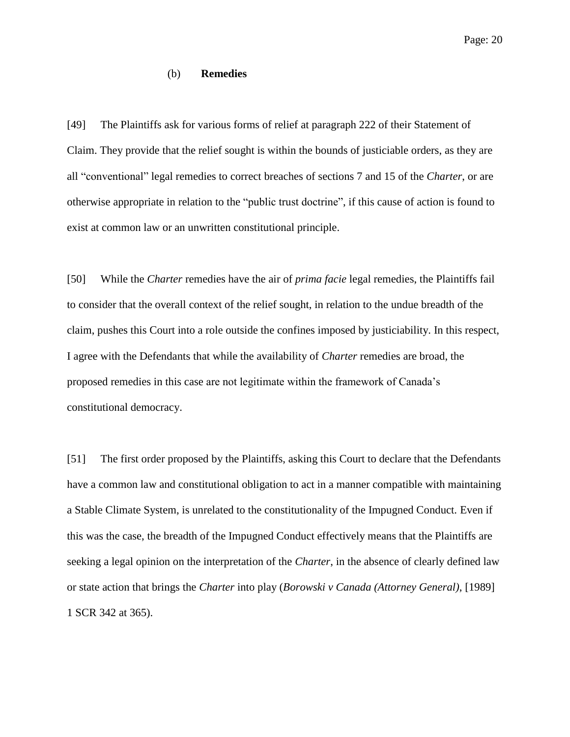### (b) **Remedies**

[49] The Plaintiffs ask for various forms of relief at paragraph 222 of their Statement of Claim. They provide that the relief sought is within the bounds of justiciable orders, as they are all "conventional" legal remedies to correct breaches of sections 7 and 15 of the *Charter*, or are otherwise appropriate in relation to the "public trust doctrine", if this cause of action is found to exist at common law or an unwritten constitutional principle.

[50] While the *Charter* remedies have the air of *prima facie* legal remedies, the Plaintiffs fail to consider that the overall context of the relief sought, in relation to the undue breadth of the claim, pushes this Court into a role outside the confines imposed by justiciability. In this respect, I agree with the Defendants that while the availability of *Charter* remedies are broad, the proposed remedies in this case are not legitimate within the framework of Canada's constitutional democracy.

[51] The first order proposed by the Plaintiffs, asking this Court to declare that the Defendants have a common law and constitutional obligation to act in a manner compatible with maintaining a Stable Climate System, is unrelated to the constitutionality of the Impugned Conduct. Even if this was the case, the breadth of the Impugned Conduct effectively means that the Plaintiffs are seeking a legal opinion on the interpretation of the *Charter*, in the absence of clearly defined law or state action that brings the *Charter* into play (*Borowski v Canada (Attorney General)*, [1989] 1 SCR 342 at 365).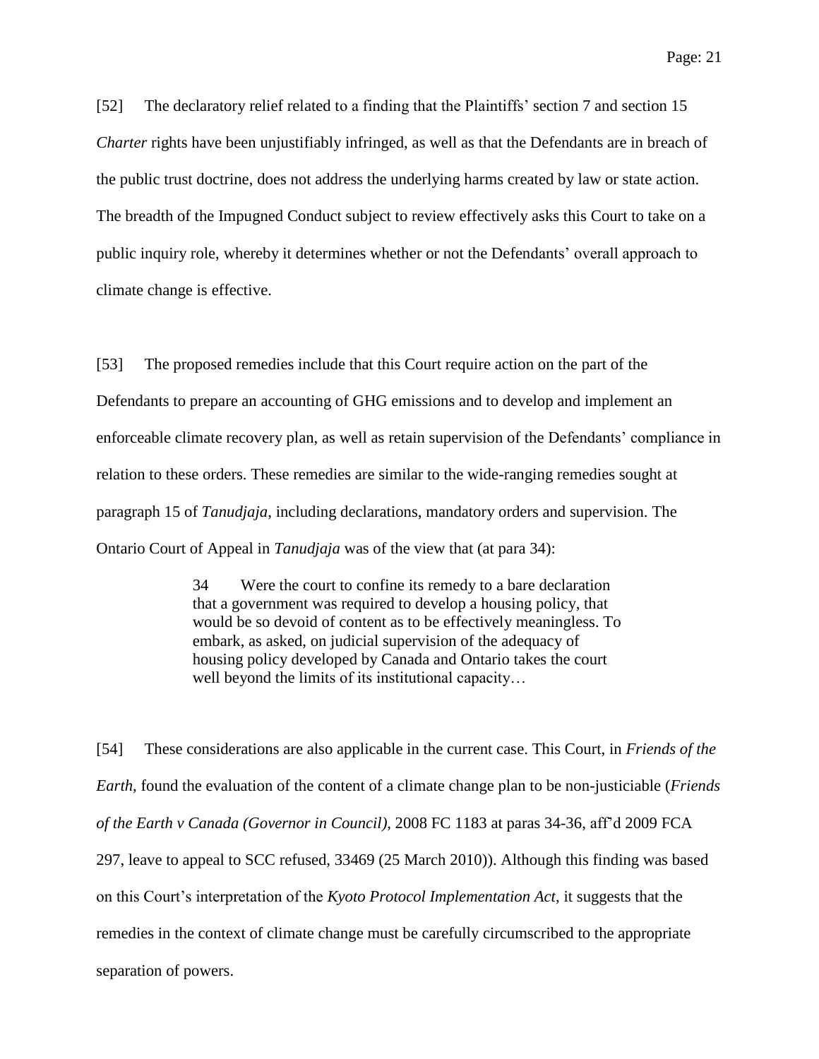[52] The declaratory relief related to a finding that the Plaintiffs' section 7 and section 15 *Charter* rights have been unjustifiably infringed, as well as that the Defendants are in breach of the public trust doctrine, does not address the underlying harms created by law or state action. The breadth of the Impugned Conduct subject to review effectively asks this Court to take on a public inquiry role, whereby it determines whether or not the Defendants' overall approach to climate change is effective.

[53] The proposed remedies include that this Court require action on the part of the Defendants to prepare an accounting of GHG emissions and to develop and implement an enforceable climate recovery plan, as well as retain supervision of the Defendants' compliance in relation to these orders. These remedies are similar to the wide-ranging remedies sought at paragraph 15 of *Tanudjaja*, including declarations, mandatory orders and supervision. The Ontario Court of Appeal in *Tanudjaja* was of the view that (at para 34):

> 34 Were the court to confine its remedy to a bare declaration that a government was required to develop a housing policy, that would be so devoid of content as to be effectively meaningless. To embark, as asked, on judicial supervision of the adequacy of housing policy developed by Canada and Ontario takes the court well beyond the limits of its institutional capacity…

[54] These considerations are also applicable in the current case. This Court, in *Friends of the Earth*, found the evaluation of the content of a climate change plan to be non-justiciable (*Friends of the Earth v Canada (Governor in Council)*, 2008 FC 1183 at paras 34-36, aff'd 2009 FCA 297, leave to appeal to SCC refused, 33469 (25 March 2010)). Although this finding was based on this Court's interpretation of the *Kyoto Protocol Implementation Act*, it suggests that the remedies in the context of climate change must be carefully circumscribed to the appropriate separation of powers.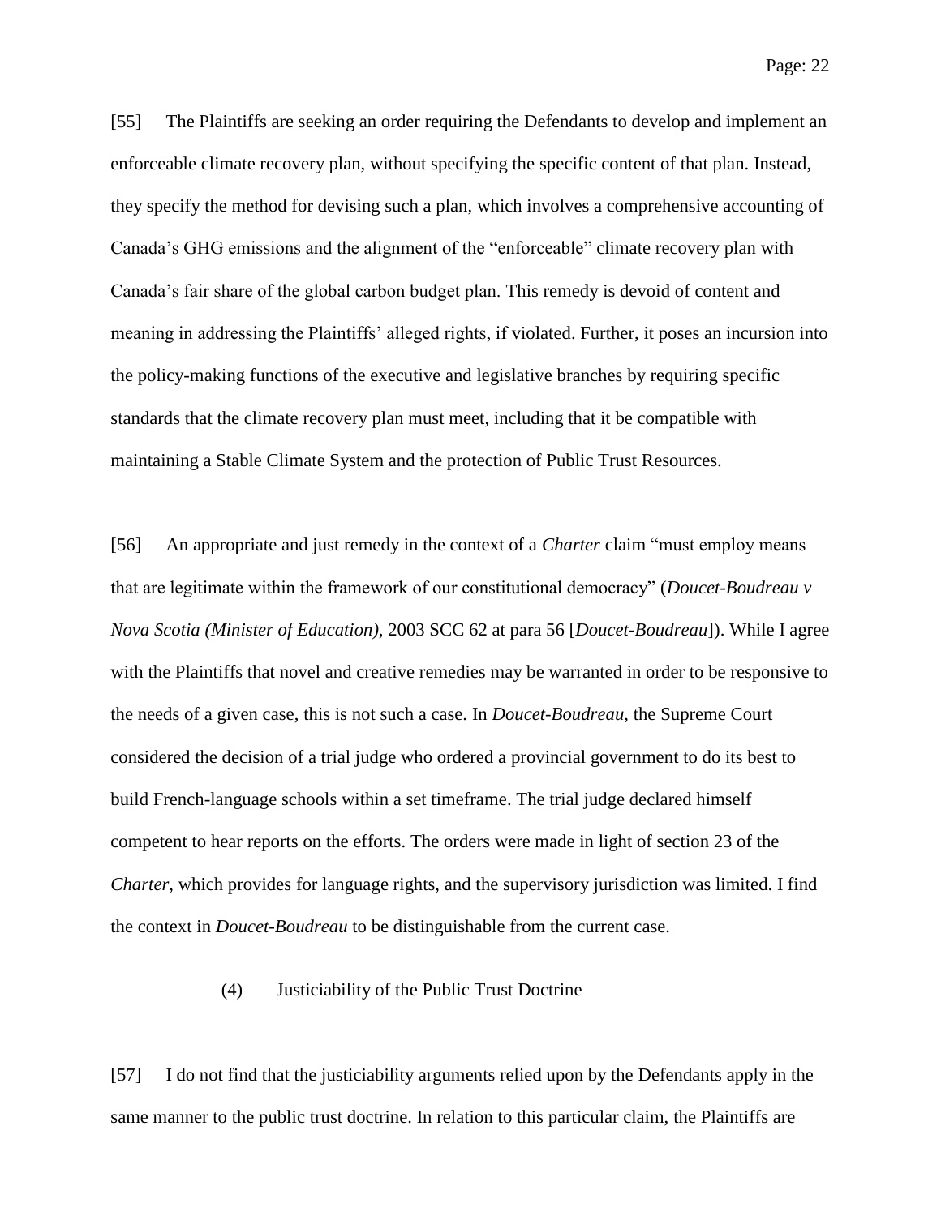[55] The Plaintiffs are seeking an order requiring the Defendants to develop and implement an enforceable climate recovery plan, without specifying the specific content of that plan. Instead, they specify the method for devising such a plan, which involves a comprehensive accounting of Canada's GHG emissions and the alignment of the "enforceable" climate recovery plan with Canada's fair share of the global carbon budget plan. This remedy is devoid of content and meaning in addressing the Plaintiffs' alleged rights, if violated. Further, it poses an incursion into the policy-making functions of the executive and legislative branches by requiring specific standards that the climate recovery plan must meet, including that it be compatible with maintaining a Stable Climate System and the protection of Public Trust Resources.

[56] An appropriate and just remedy in the context of a *Charter* claim "must employ means that are legitimate within the framework of our constitutional democracy" (*Doucet-Boudreau v Nova Scotia (Minister of Education)*, 2003 SCC 62 at para 56 [*Doucet-Boudreau*]). While I agree with the Plaintiffs that novel and creative remedies may be warranted in order to be responsive to the needs of a given case, this is not such a case. In *Doucet-Boudreau*, the Supreme Court considered the decision of a trial judge who ordered a provincial government to do its best to build French-language schools within a set timeframe. The trial judge declared himself competent to hear reports on the efforts. The orders were made in light of section 23 of the *Charter*, which provides for language rights, and the supervisory jurisdiction was limited. I find the context in *Doucet-Boudreau* to be distinguishable from the current case.

### (4) Justiciability of the Public Trust Doctrine

[57] I do not find that the justiciability arguments relied upon by the Defendants apply in the same manner to the public trust doctrine. In relation to this particular claim, the Plaintiffs are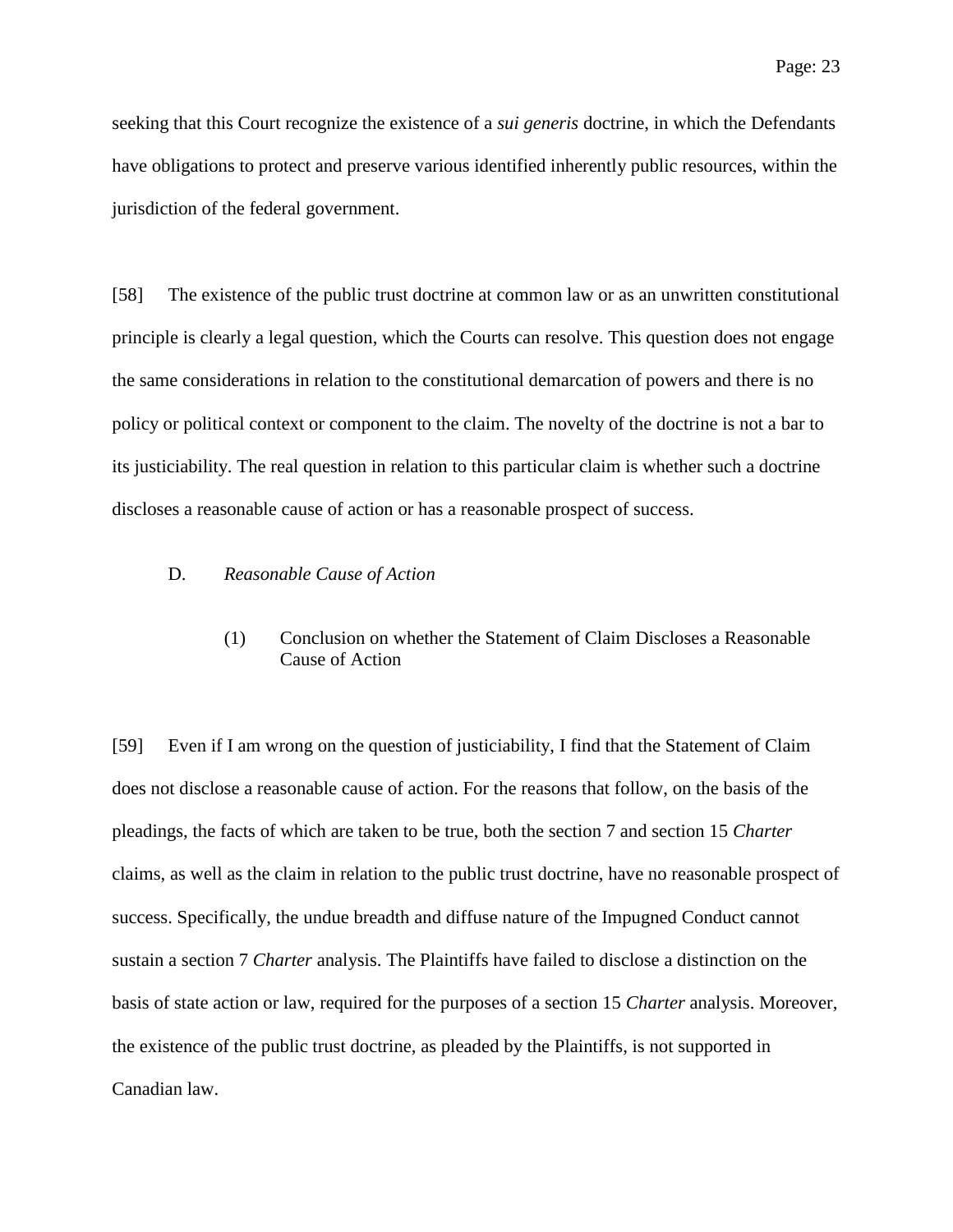seeking that this Court recognize the existence of a *sui generis* doctrine, in which the Defendants have obligations to protect and preserve various identified inherently public resources, within the jurisdiction of the federal government.

[58] The existence of the public trust doctrine at common law or as an unwritten constitutional principle is clearly a legal question, which the Courts can resolve. This question does not engage the same considerations in relation to the constitutional demarcation of powers and there is no policy or political context or component to the claim. The novelty of the doctrine is not a bar to its justiciability. The real question in relation to this particular claim is whether such a doctrine discloses a reasonable cause of action or has a reasonable prospect of success.

## D. *Reasonable Cause of Action*

### (1) Conclusion on whether the Statement of Claim Discloses a Reasonable Cause of Action

[59] Even if I am wrong on the question of justiciability, I find that the Statement of Claim does not disclose a reasonable cause of action. For the reasons that follow, on the basis of the pleadings, the facts of which are taken to be true, both the section 7 and section 15 *Charter* claims, as well as the claim in relation to the public trust doctrine, have no reasonable prospect of success. Specifically, the undue breadth and diffuse nature of the Impugned Conduct cannot sustain a section 7 *Charter* analysis. The Plaintiffs have failed to disclose a distinction on the basis of state action or law, required for the purposes of a section 15 *Charter* analysis. Moreover, the existence of the public trust doctrine, as pleaded by the Plaintiffs, is not supported in Canadian law.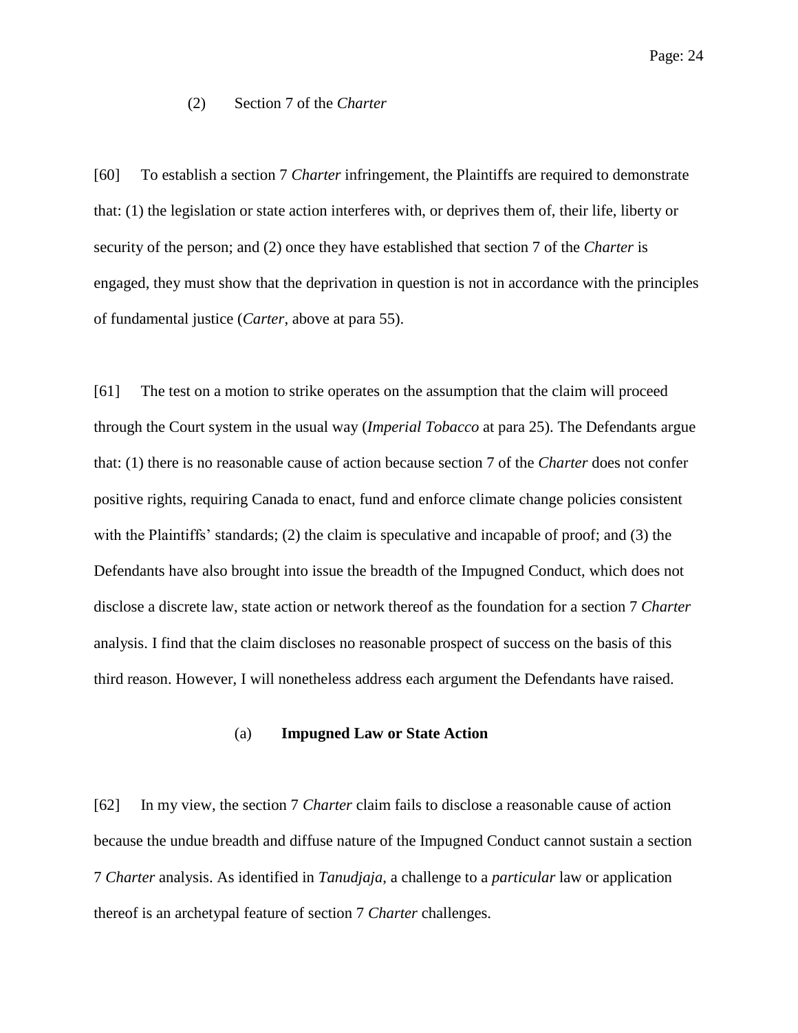### (2) Section 7 of the *Charter*

[60] To establish a section 7 *Charter* infringement, the Plaintiffs are required to demonstrate that: (1) the legislation or state action interferes with, or deprives them of, their life, liberty or security of the person; and (2) once they have established that section 7 of the *Charter* is engaged, they must show that the deprivation in question is not in accordance with the principles of fundamental justice (*Carter*, above at para 55).

[61] The test on a motion to strike operates on the assumption that the claim will proceed through the Court system in the usual way (*Imperial Tobacco* at para 25). The Defendants argue that: (1) there is no reasonable cause of action because section 7 of the *Charter* does not confer positive rights, requiring Canada to enact, fund and enforce climate change policies consistent with the Plaintiffs' standards; (2) the claim is speculative and incapable of proof; and (3) the Defendants have also brought into issue the breadth of the Impugned Conduct, which does not disclose a discrete law, state action or network thereof as the foundation for a section 7 *Charter* analysis. I find that the claim discloses no reasonable prospect of success on the basis of this third reason. However, I will nonetheless address each argument the Defendants have raised.

#### (a) **Impugned Law or State Action**

[62] In my view, the section 7 *Charter* claim fails to disclose a reasonable cause of action because the undue breadth and diffuse nature of the Impugned Conduct cannot sustain a section 7 *Charter* analysis. As identified in *Tanudjaja*, a challenge to a *particular* law or application thereof is an archetypal feature of section 7 *Charter* challenges.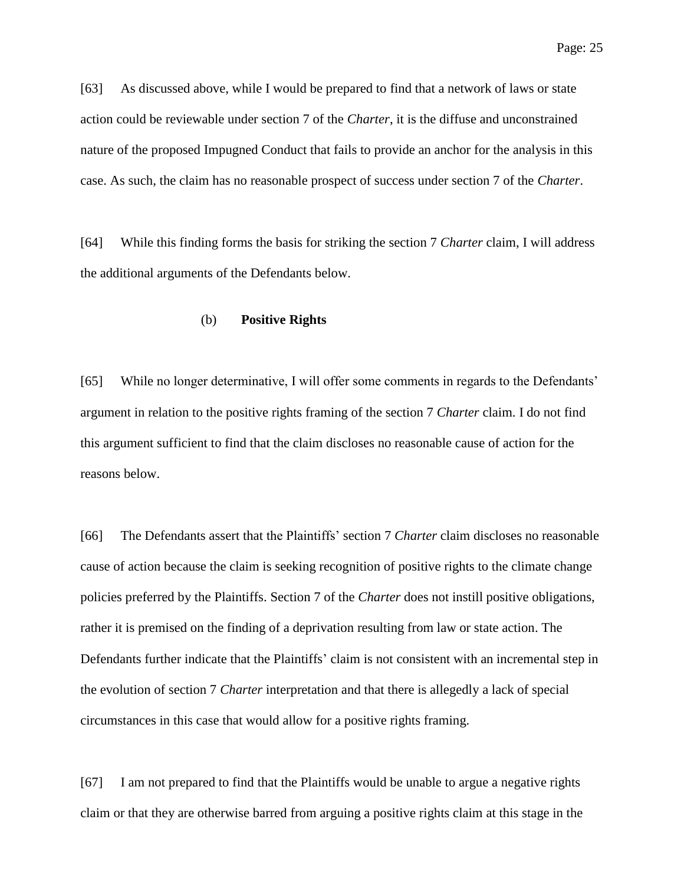[63] As discussed above, while I would be prepared to find that a network of laws or state action could be reviewable under section 7 of the *Charter*, it is the diffuse and unconstrained nature of the proposed Impugned Conduct that fails to provide an anchor for the analysis in this case. As such, the claim has no reasonable prospect of success under section 7 of the *Charter*.

[64] While this finding forms the basis for striking the section 7 *Charter* claim, I will address the additional arguments of the Defendants below.

### (b) **Positive Rights**

[65] While no longer determinative, I will offer some comments in regards to the Defendants' argument in relation to the positive rights framing of the section 7 *Charter* claim. I do not find this argument sufficient to find that the claim discloses no reasonable cause of action for the reasons below.

[66] The Defendants assert that the Plaintiffs' section 7 *Charter* claim discloses no reasonable cause of action because the claim is seeking recognition of positive rights to the climate change policies preferred by the Plaintiffs. Section 7 of the *Charter* does not instill positive obligations, rather it is premised on the finding of a deprivation resulting from law or state action. The Defendants further indicate that the Plaintiffs' claim is not consistent with an incremental step in the evolution of section 7 *Charter* interpretation and that there is allegedly a lack of special circumstances in this case that would allow for a positive rights framing.

[67] I am not prepared to find that the Plaintiffs would be unable to argue a negative rights claim or that they are otherwise barred from arguing a positive rights claim at this stage in the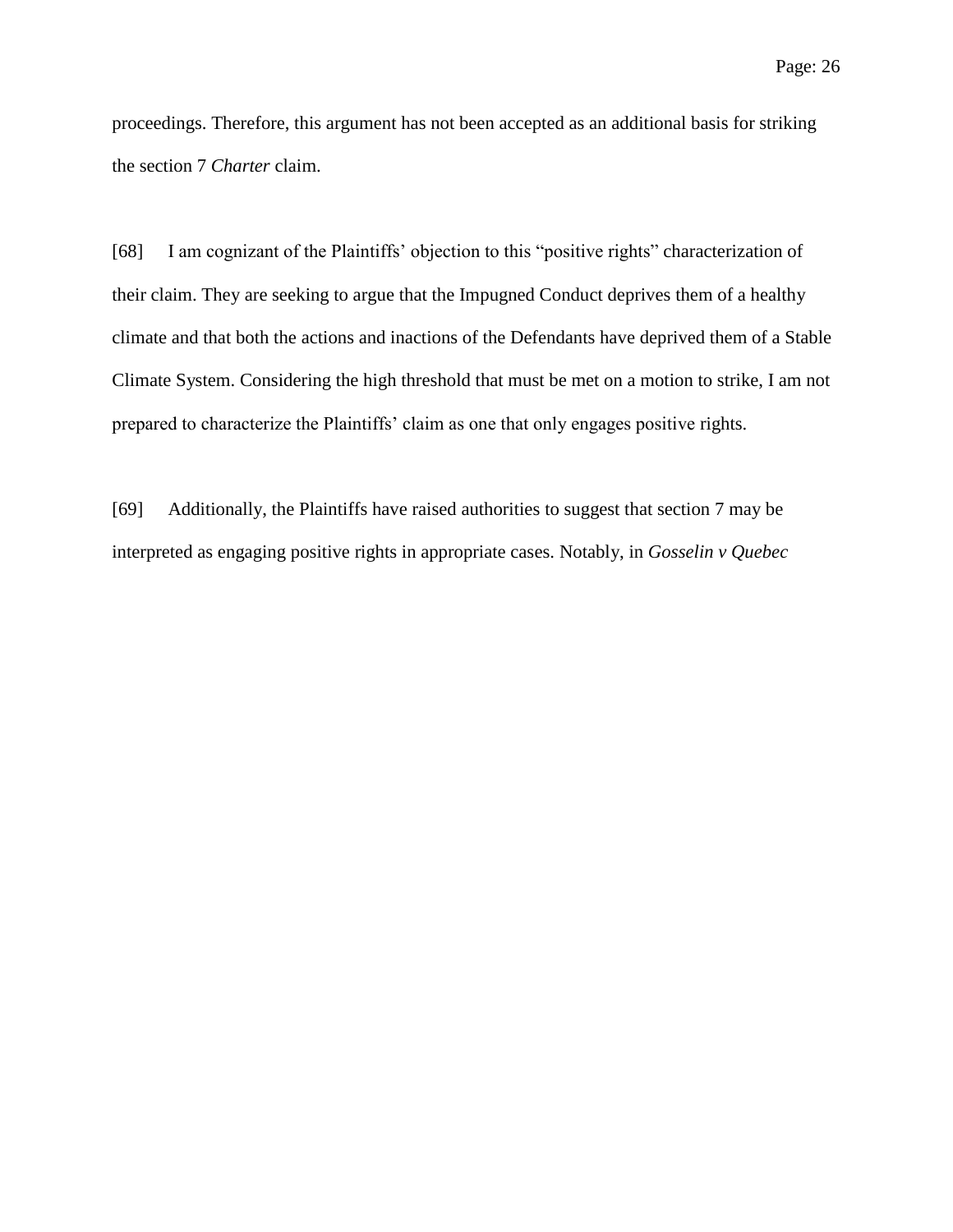proceedings. Therefore, this argument has not been accepted as an additional basis for striking the section 7 *Charter* claim.

[68] I am cognizant of the Plaintiffs' objection to this "positive rights" characterization of their claim. They are seeking to argue that the Impugned Conduct deprives them of a healthy climate and that both the actions and inactions of the Defendants have deprived them of a Stable Climate System. Considering the high threshold that must be met on a motion to strike, I am not prepared to characterize the Plaintiffs' claim as one that only engages positive rights.

[69] Additionally, the Plaintiffs have raised authorities to suggest that section 7 may be interpreted as engaging positive rights in appropriate cases. Notably, in *Gosselin v Quebec*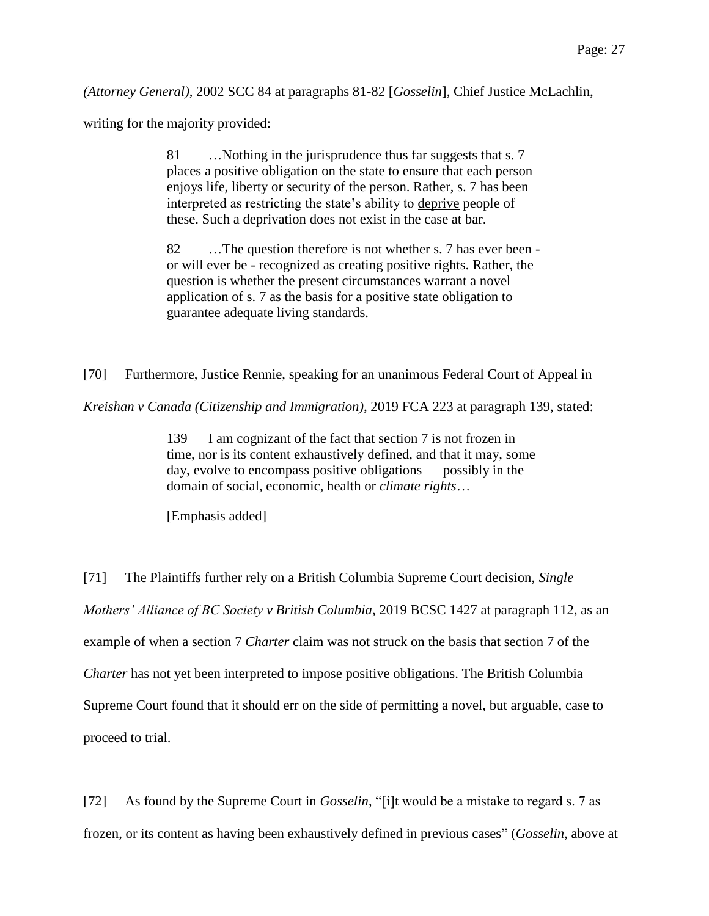*(Attorney General)*, 2002 SCC 84 at paragraphs 81-82 [*Gosselin*], Chief Justice McLachlin, writing for the majority provided:

> 81 …Nothing in the jurisprudence thus far suggests that s. 7 places a positive obligation on the state to ensure that each person enjoys life, liberty or security of the person. Rather, s. 7 has been interpreted as restricting the state's ability to <u>deprive</u> people of these. Such a deprivation does not exist in the case at bar.
>
> 82 …The question therefore is not whether s. 7 has ever been - or will ever be - recognized as creating positive rights. Rather, the question is whether the present circumstances warrant a novel application of s. 7 as the basis for a positive state obligation to guarantee adequate living standards.

[70] Furthermore, Justice Rennie, speaking for an unanimous Federal Court of Appeal in *Kreishan v Canada (Citizenship and Immigration)*, 2019 FCA 223 at paragraph 139, stated:

> 139 I am cognizant of the fact that section 7 is not frozen in time, nor is its content exhaustively defined, and that it may, some day, evolve to encompass positive obligations — possibly in the domain of social, economic, health or *climate rights*…
>
> [Emphasis added]

[71] The Plaintiffs further rely on a British Columbia Supreme Court decision, *Single Mothers' Alliance of BC Society v British Columbia*, 2019 BCSC 1427 at paragraph 112, as an example of when a section 7 *Charter* claim was not struck on the basis that section 7 of the *Charter* has not yet been interpreted to impose positive obligations. The British Columbia Supreme Court found that it should err on the side of permitting a novel, but arguable, case to proceed to trial.

[72] As found by the Supreme Court in *Gosselin*, "[i]t would be a mistake to regard s. 7 as frozen, or its content as having been exhaustively defined in previous cases" (*Gosselin*, above at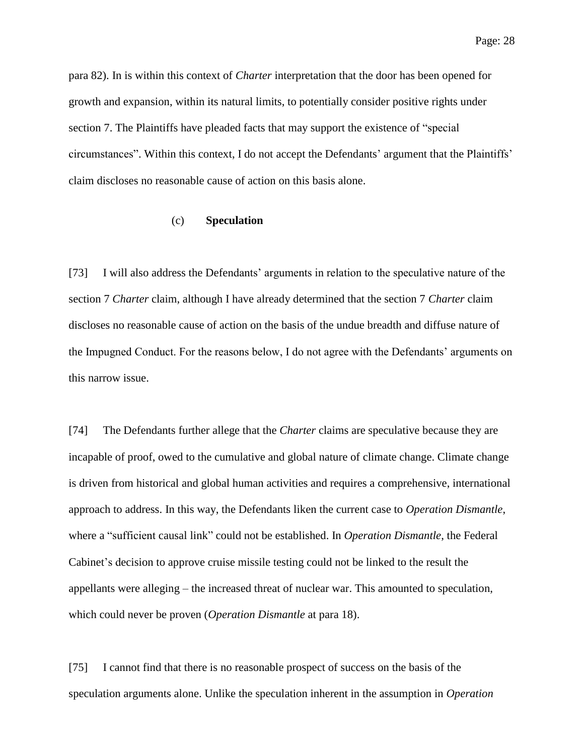para 82). In is within this context of *Charter* interpretation that the door has been opened for growth and expansion, within its natural limits, to potentially consider positive rights under section 7. The Plaintiffs have pleaded facts that may support the existence of "special circumstances". Within this context, I do not accept the Defendants' argument that the Plaintiffs' claim discloses no reasonable cause of action on this basis alone.

#### (c) **Speculation**

[73] I will also address the Defendants' arguments in relation to the speculative nature of the section 7 *Charter* claim, although I have already determined that the section 7 *Charter* claim discloses no reasonable cause of action on the basis of the undue breadth and diffuse nature of the Impugned Conduct. For the reasons below, I do not agree with the Defendants' arguments on this narrow issue.

[74] The Defendants further allege that the *Charter* claims are speculative because they are incapable of proof, owed to the cumulative and global nature of climate change. Climate change is driven from historical and global human activities and requires a comprehensive, international approach to address. In this way, the Defendants liken the current case to *Operation Dismantle*, where a "sufficient causal link" could not be established. In *Operation Dismantle*, the Federal Cabinet's decision to approve cruise missile testing could not be linked to the result the appellants were alleging – the increased threat of nuclear war. This amounted to speculation, which could never be proven (*Operation Dismantle* at para 18).

[75] I cannot find that there is no reasonable prospect of success on the basis of the speculation arguments alone. Unlike the speculation inherent in the assumption in *Operation*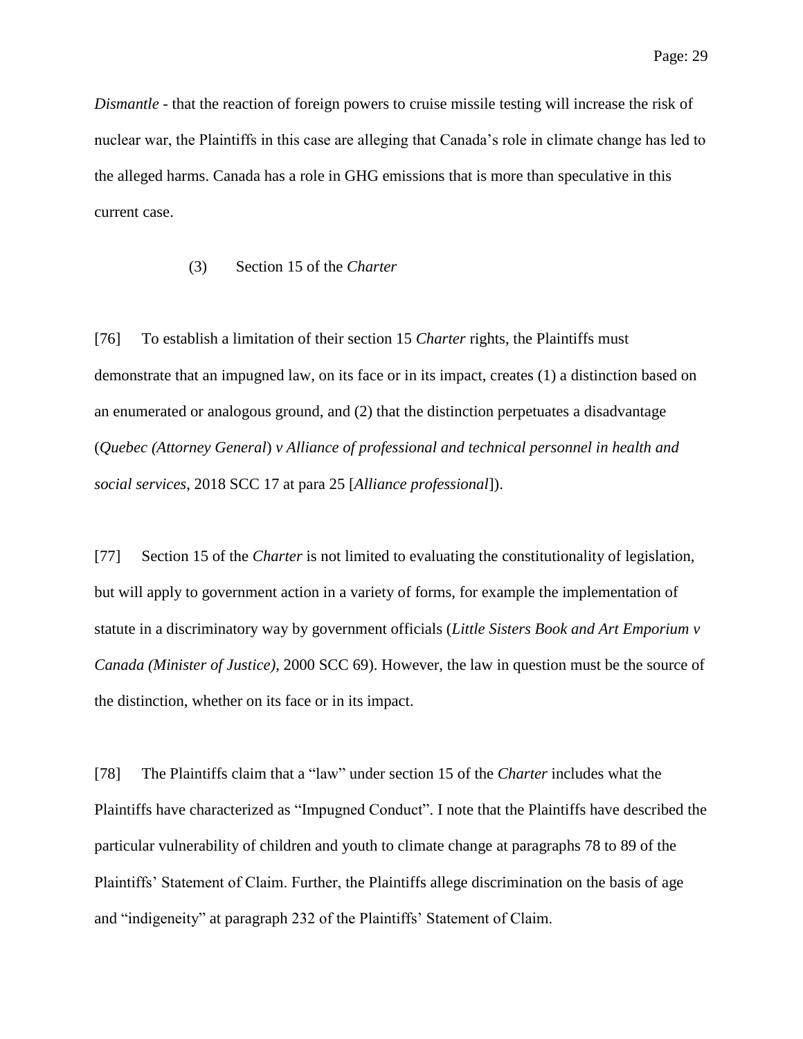*Dismantle* - that the reaction of foreign powers to cruise missile testing will increase the risk of nuclear war, the Plaintiffs in this case are alleging that Canada's role in climate change has led to the alleged harms. Canada has a role in GHG emissions that is more than speculative in this current case.

### (3) Section 15 of the *Charter*

[76] To establish a limitation of their section 15 *Charter* rights, the Plaintiffs must demonstrate that an impugned law, on its face or in its impact, creates (1) a distinction based on an enumerated or analogous ground, and (2) that the distinction perpetuates a disadvantage (*Quebec (Attorney General*) *v Alliance of professional and technical personnel in health and social services*, 2018 SCC 17 at para 25 [*Alliance professional*]).

[77] Section 15 of the *Charter* is not limited to evaluating the constitutionality of legislation, but will apply to government action in a variety of forms, for example the implementation of statute in a discriminatory way by government officials (*Little Sisters Book and Art Emporium v Canada (Minister of Justice)*, 2000 SCC 69). However, the law in question must be the source of the distinction, whether on its face or in its impact.

[78] The Plaintiffs claim that a "law" under section 15 of the *Charter* includes what the Plaintiffs have characterized as "Impugned Conduct". I note that the Plaintiffs have described the particular vulnerability of children and youth to climate change at paragraphs 78 to 89 of the Plaintiffs' Statement of Claim. Further, the Plaintiffs allege discrimination on the basis of age and "indigeneity" at paragraph 232 of the Plaintiffs' Statement of Claim.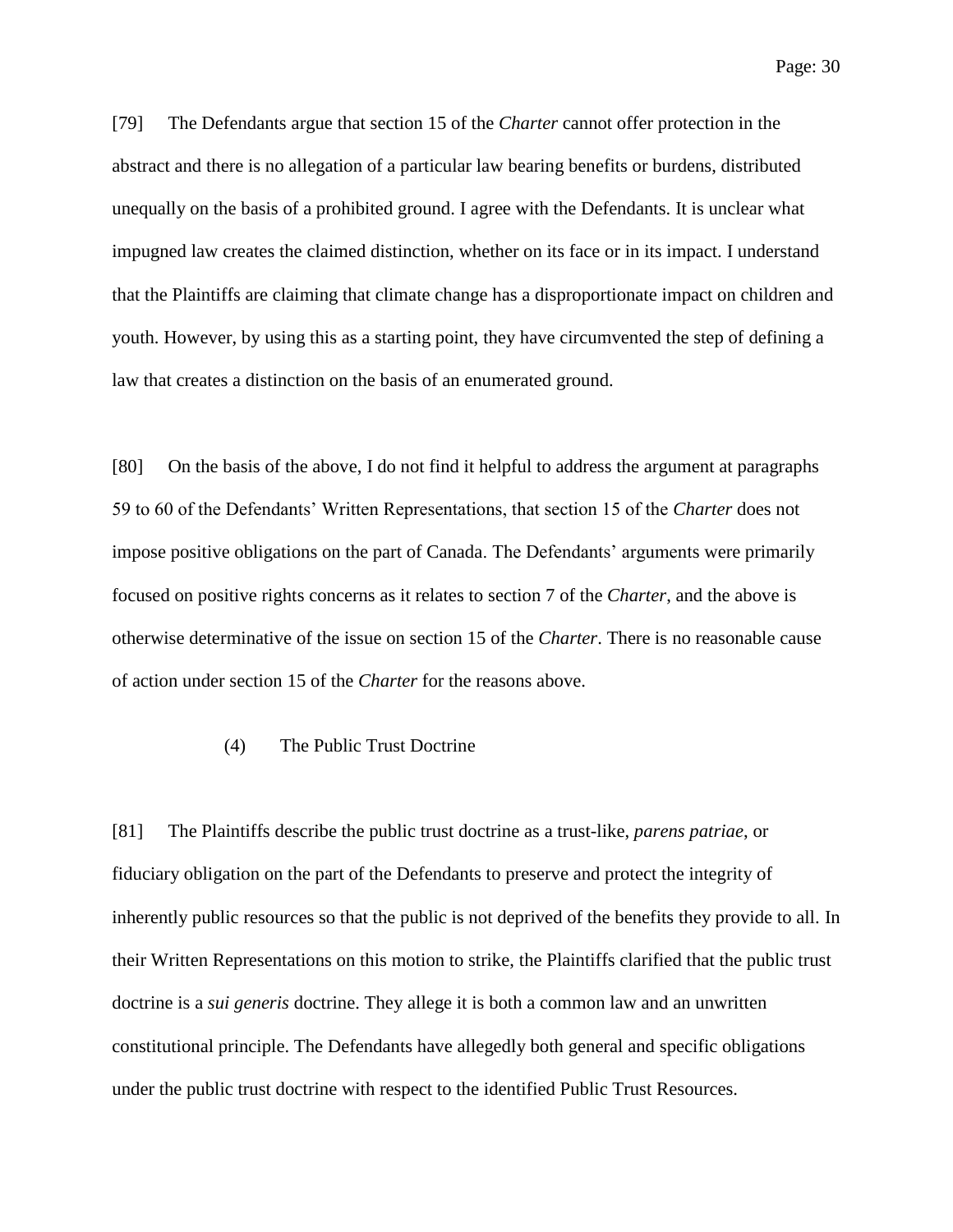[79] The Defendants argue that section 15 of the *Charter* cannot offer protection in the abstract and there is no allegation of a particular law bearing benefits or burdens, distributed unequally on the basis of a prohibited ground. I agree with the Defendants. It is unclear what impugned law creates the claimed distinction, whether on its face or in its impact. I understand that the Plaintiffs are claiming that climate change has a disproportionate impact on children and youth. However, by using this as a starting point, they have circumvented the step of defining a law that creates a distinction on the basis of an enumerated ground.

[80] On the basis of the above, I do not find it helpful to address the argument at paragraphs 59 to 60 of the Defendants' Written Representations, that section 15 of the *Charter* does not impose positive obligations on the part of Canada. The Defendants' arguments were primarily focused on positive rights concerns as it relates to section 7 of the *Charter*, and the above is otherwise determinative of the issue on section 15 of the *Charter*. There is no reasonable cause of action under section 15 of the *Charter* for the reasons above.

### (4) The Public Trust Doctrine

[81] The Plaintiffs describe the public trust doctrine as a trust-like, *parens patriae*, or fiduciary obligation on the part of the Defendants to preserve and protect the integrity of inherently public resources so that the public is not deprived of the benefits they provide to all. In their Written Representations on this motion to strike, the Plaintiffs clarified that the public trust doctrine is a *sui generis* doctrine. They allege it is both a common law and an unwritten constitutional principle. The Defendants have allegedly both general and specific obligations under the public trust doctrine with respect to the identified Public Trust Resources.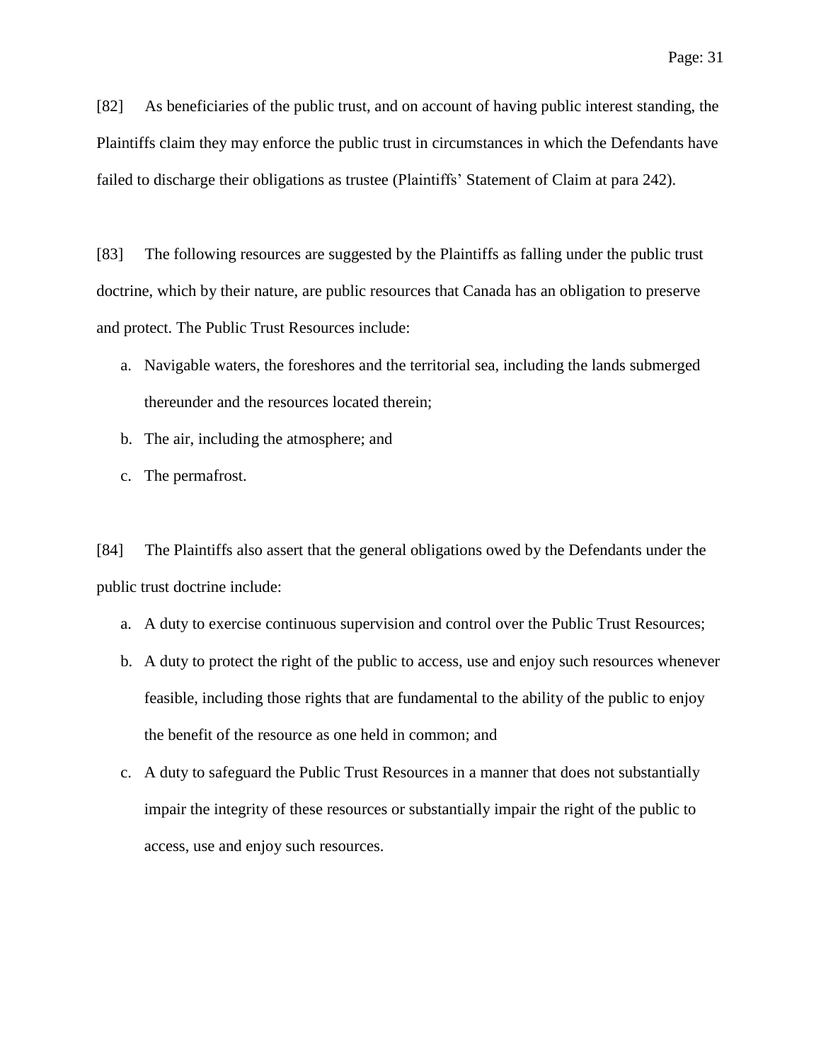[82] As beneficiaries of the public trust, and on account of having public interest standing, the Plaintiffs claim they may enforce the public trust in circumstances in which the Defendants have failed to discharge their obligations as trustee (Plaintiffs' Statement of Claim at para 242).

[83] The following resources are suggested by the Plaintiffs as falling under the public trust doctrine, which by their nature, are public resources that Canada has an obligation to preserve and protect. The Public Trust Resources include:

a. Navigable waters, the foreshores and the territorial sea, including the lands submerged thereunder and the resources located therein;
b. The air, including the atmosphere; and
c. The permafrost.

[84] The Plaintiffs also assert that the general obligations owed by the Defendants under the public trust doctrine include:

a. A duty to exercise continuous supervision and control over the Public Trust Resources;
b. A duty to protect the right of the public to access, use and enjoy such resources whenever feasible, including those rights that are fundamental to the ability of the public to enjoy the benefit of the resource as one held in common; and
c. A duty to safeguard the Public Trust Resources in a manner that does not substantially impair the integrity of these resources or substantially impair the right of the public to access, use and enjoy such resources.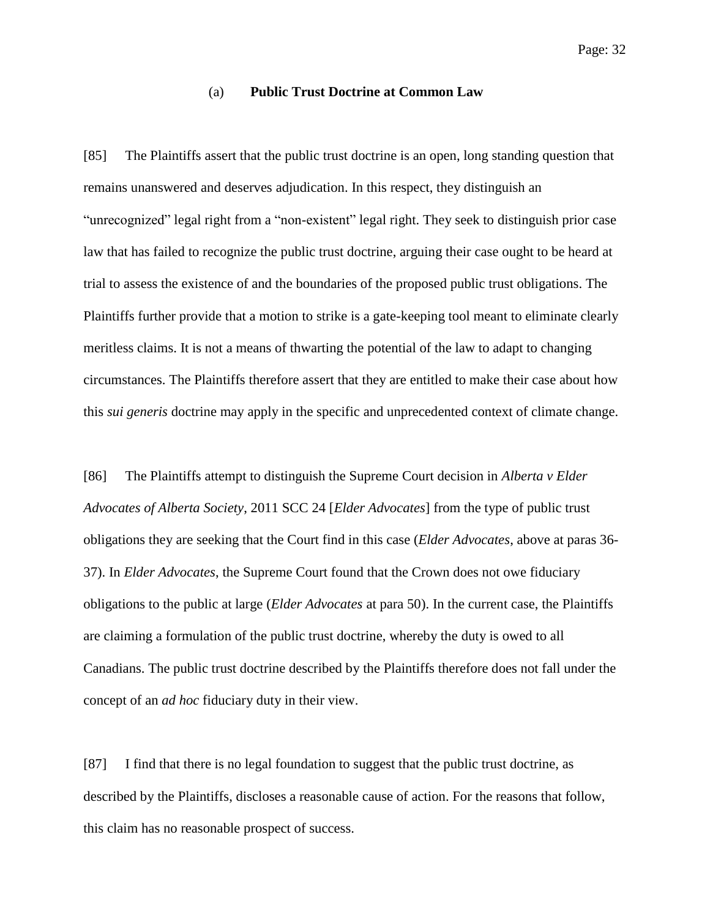### (a) **Public Trust Doctrine at Common Law**

[85] The Plaintiffs assert that the public trust doctrine is an open, long standing question that remains unanswered and deserves adjudication. In this respect, they distinguish an "unrecognized" legal right from a "non-existent" legal right. They seek to distinguish prior case law that has failed to recognize the public trust doctrine, arguing their case ought to be heard at trial to assess the existence of and the boundaries of the proposed public trust obligations. The Plaintiffs further provide that a motion to strike is a gate-keeping tool meant to eliminate clearly meritless claims. It is not a means of thwarting the potential of the law to adapt to changing circumstances. The Plaintiffs therefore assert that they are entitled to make their case about how this *sui generis* doctrine may apply in the specific and unprecedented context of climate change.

[86] The Plaintiffs attempt to distinguish the Supreme Court decision in *Alberta v Elder Advocates of Alberta Society*, 2011 SCC 24 [*Elder Advocates*] from the type of public trust obligations they are seeking that the Court find in this case (*Elder Advocates*, above at paras 36-37). In *Elder Advocates*, the Supreme Court found that the Crown does not owe fiduciary obligations to the public at large (*Elder Advocates* at para 50). In the current case, the Plaintiffs are claiming a formulation of the public trust doctrine, whereby the duty is owed to all Canadians. The public trust doctrine described by the Plaintiffs therefore does not fall under the concept of an *ad hoc* fiduciary duty in their view.

[87] I find that there is no legal foundation to suggest that the public trust doctrine, as described by the Plaintiffs, discloses a reasonable cause of action. For the reasons that follow, this claim has no reasonable prospect of success.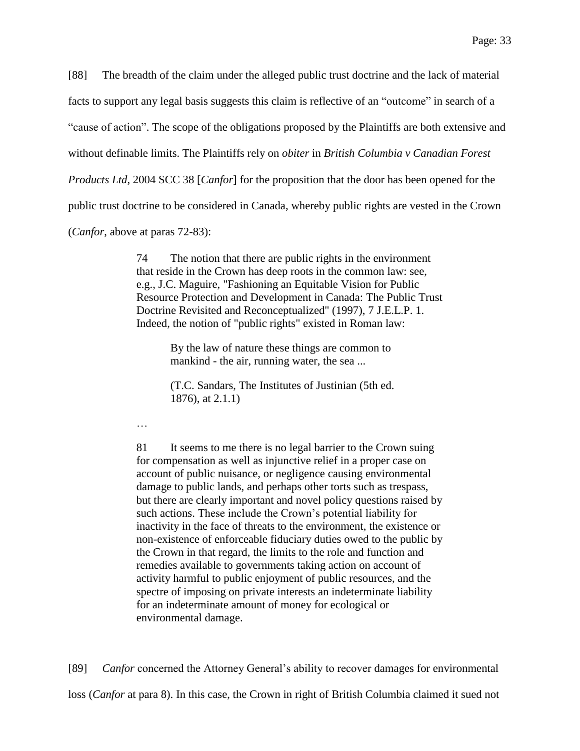[88] The breadth of the claim under the alleged public trust doctrine and the lack of material facts to support any legal basis suggests this claim is reflective of an "outcome" in search of a "cause of action". The scope of the obligations proposed by the Plaintiffs are both extensive and without definable limits. The Plaintiffs rely on *obiter* in *British Columbia v Canadian Forest Products Ltd*, 2004 SCC 38 [*Canfor*] for the proposition that the door has been opened for the public trust doctrine to be considered in Canada, whereby public rights are vested in the Crown (*Canfor*, above at paras 72-83):

> 74 The notion that there are public rights in the environment that reside in the Crown has deep roots in the common law: see, e.g., J.C. Maguire, "Fashioning an Equitable Vision for Public Resource Protection and Development in Canada: The Public Trust Doctrine Revisited and Reconceptualized" (1997), 7 J.E.L.P. 1. Indeed, the notion of "public rights" existed in Roman law:
>
> > By the law of nature these things are common to mankind - the air, running water, the sea ...
> >
> > (T.C. Sandars, The Institutes of Justinian (5th ed. 1876), at 2.1.1)
>
> …
>
> 81 It seems to me there is no legal barrier to the Crown suing for compensation as well as injunctive relief in a proper case on account of public nuisance, or negligence causing environmental damage to public lands, and perhaps other torts such as trespass, but there are clearly important and novel policy questions raised by such actions. These include the Crown's potential liability for inactivity in the face of threats to the environment, the existence or non-existence of enforceable fiduciary duties owed to the public by the Crown in that regard, the limits to the role and function and remedies available to governments taking action on account of activity harmful to public enjoyment of public resources, and the spectre of imposing on private interests an indeterminate liability for an indeterminate amount of money for ecological or environmental damage.

[89] *Canfor* concerned the Attorney General's ability to recover damages for environmental loss (*Canfor* at para 8). In this case, the Crown in right of British Columbia claimed it sued not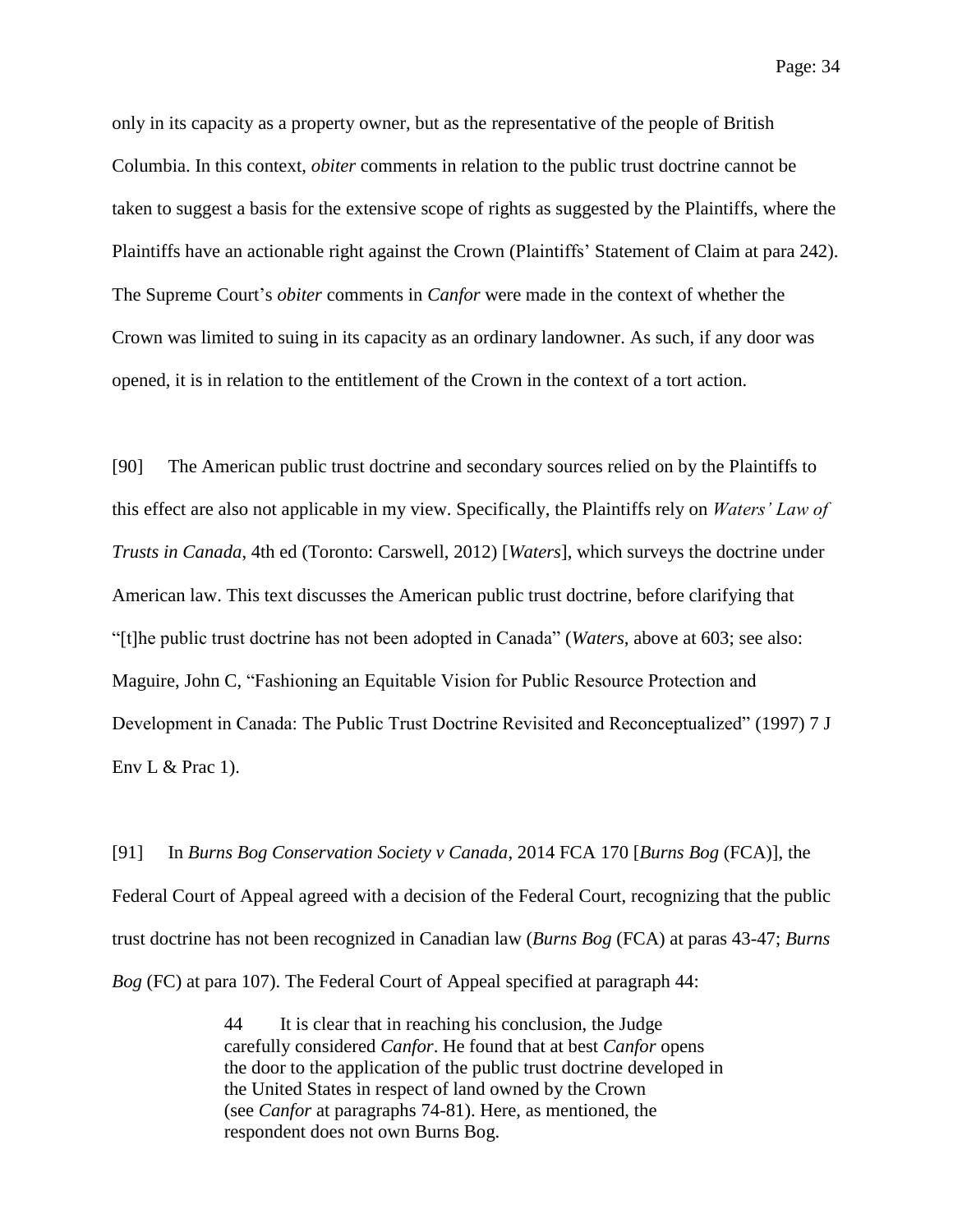only in its capacity as a property owner, but as the representative of the people of British Columbia. In this context, *obiter* comments in relation to the public trust doctrine cannot be taken to suggest a basis for the extensive scope of rights as suggested by the Plaintiffs, where the Plaintiffs have an actionable right against the Crown (Plaintiffs' Statement of Claim at para 242). The Supreme Court's *obiter* comments in *Canfor* were made in the context of whether the Crown was limited to suing in its capacity as an ordinary landowner. As such, if any door was opened, it is in relation to the entitlement of the Crown in the context of a tort action.

[90] The American public trust doctrine and secondary sources relied on by the Plaintiffs to this effect are also not applicable in my view. Specifically, the Plaintiffs rely on *Waters' Law of Trusts in Canada*, 4th ed (Toronto: Carswell, 2012) [*Waters*], which surveys the doctrine under American law. This text discusses the American public trust doctrine, before clarifying that "[t]he public trust doctrine has not been adopted in Canada" (*Waters*, above at 603; see also: Maguire, John C, "Fashioning an Equitable Vision for Public Resource Protection and Development in Canada: The Public Trust Doctrine Revisited and Reconceptualized" (1997) 7 J Env L & Prac 1).

[91] In *Burns Bog Conservation Society v Canada*, 2014 FCA 170 [*Burns Bog* (FCA)], the Federal Court of Appeal agreed with a decision of the Federal Court, recognizing that the public trust doctrine has not been recognized in Canadian law (*Burns Bog* (FCA) at paras 43-47; *Burns Bog* (FC) at para 107). The Federal Court of Appeal specified at paragraph 44:

> 44 It is clear that in reaching his conclusion, the Judge carefully considered *Canfor*. He found that at best *Canfor* opens the door to the application of the public trust doctrine developed in the United States in respect of land owned by the Crown (see *Canfor* at paragraphs 74-81). Here, as mentioned, the respondent does not own Burns Bog.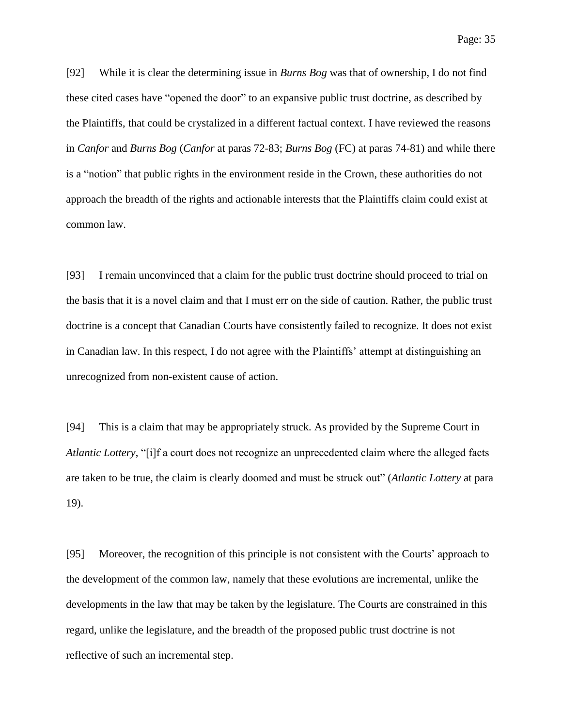[92] While it is clear the determining issue in *Burns Bog* was that of ownership, I do not find these cited cases have "opened the door" to an expansive public trust doctrine, as described by the Plaintiffs, that could be crystalized in a different factual context. I have reviewed the reasons in *Canfor* and *Burns Bog* (*Canfor* at paras 72-83; *Burns Bog* (FC) at paras 74-81) and while there is a "notion" that public rights in the environment reside in the Crown, these authorities do not approach the breadth of the rights and actionable interests that the Plaintiffs claim could exist at common law.

[93] I remain unconvinced that a claim for the public trust doctrine should proceed to trial on the basis that it is a novel claim and that I must err on the side of caution. Rather, the public trust doctrine is a concept that Canadian Courts have consistently failed to recognize. It does not exist in Canadian law. In this respect, I do not agree with the Plaintiffs' attempt at distinguishing an unrecognized from non-existent cause of action.

[94] This is a claim that may be appropriately struck. As provided by the Supreme Court in *Atlantic Lottery*, "[i]f a court does not recognize an unprecedented claim where the alleged facts are taken to be true, the claim is clearly doomed and must be struck out" (*Atlantic Lottery* at para 19).

[95] Moreover, the recognition of this principle is not consistent with the Courts' approach to the development of the common law, namely that these evolutions are incremental, unlike the developments in the law that may be taken by the legislature. The Courts are constrained in this regard, unlike the legislature, and the breadth of the proposed public trust doctrine is not reflective of such an incremental step.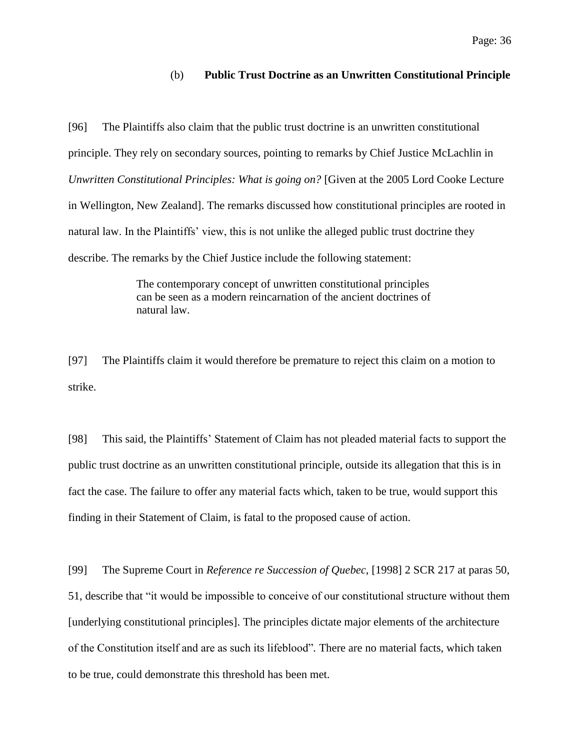### (b) **Public Trust Doctrine as an Unwritten Constitutional Principle**

[96] The Plaintiffs also claim that the public trust doctrine is an unwritten constitutional principle. They rely on secondary sources, pointing to remarks by Chief Justice McLachlin in *Unwritten Constitutional Principles: What is going on?* [Given at the 2005 Lord Cooke Lecture in Wellington, New Zealand]. The remarks discussed how constitutional principles are rooted in natural law. In the Plaintiffs' view, this is not unlike the alleged public trust doctrine they describe. The remarks by the Chief Justice include the following statement:

> The contemporary concept of unwritten constitutional principles can be seen as a modern reincarnation of the ancient doctrines of natural law.

[97] The Plaintiffs claim it would therefore be premature to reject this claim on a motion to strike.

[98] This said, the Plaintiffs' Statement of Claim has not pleaded material facts to support the public trust doctrine as an unwritten constitutional principle, outside its allegation that this is in fact the case. The failure to offer any material facts which, taken to be true, would support this finding in their Statement of Claim, is fatal to the proposed cause of action.

[99] The Supreme Court in *Reference re Succession of Quebec*, [1998] 2 SCR 217 at paras 50, 51, describe that "it would be impossible to conceive of our constitutional structure without them [underlying constitutional principles]. The principles dictate major elements of the architecture of the Constitution itself and are as such its lifeblood". There are no material facts, which taken to be true, could demonstrate this threshold has been met.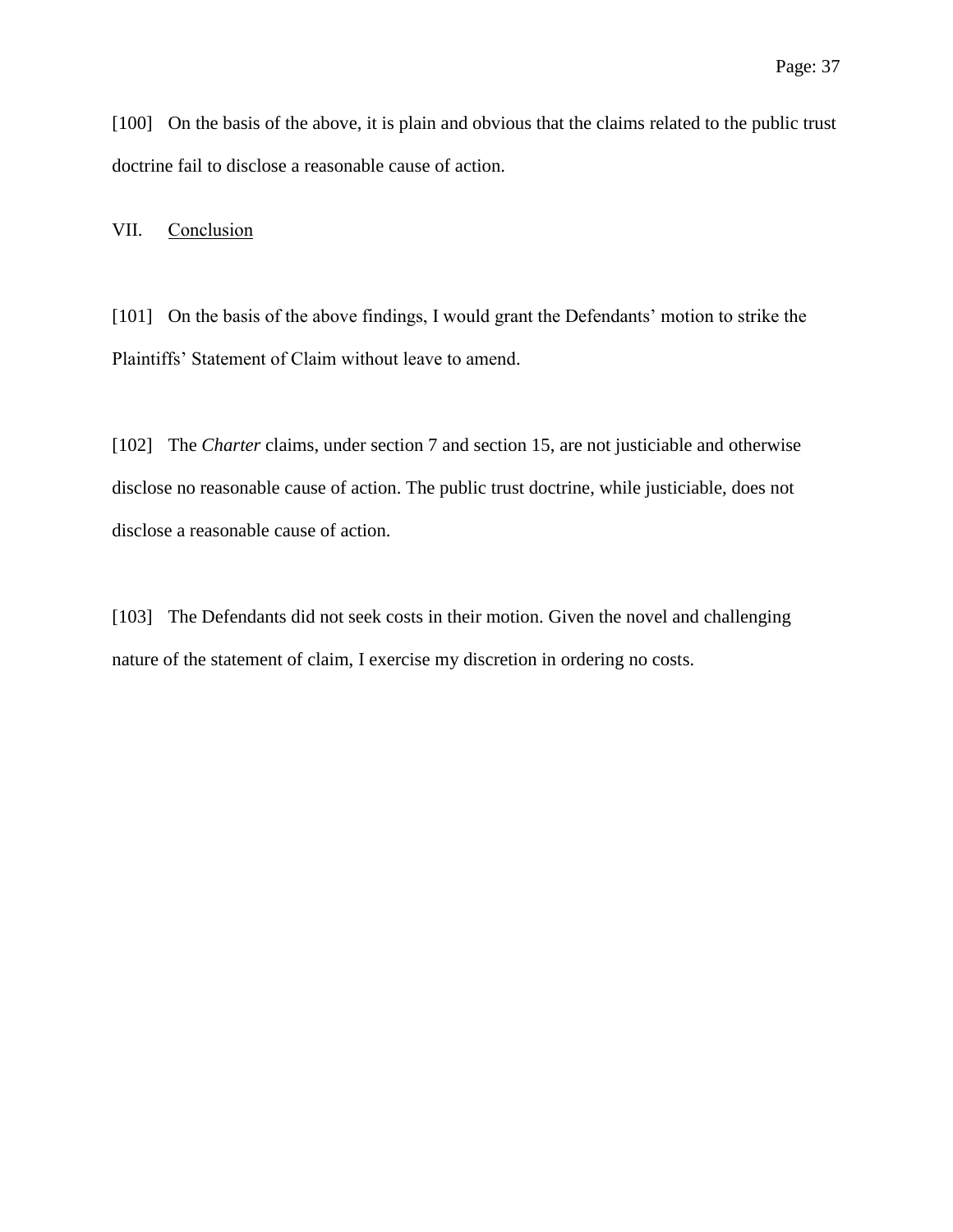[100] On the basis of the above, it is plain and obvious that the claims related to the public trust doctrine fail to disclose a reasonable cause of action.

## VII. Conclusion

[101] On the basis of the above findings, I would grant the Defendants' motion to strike the Plaintiffs' Statement of Claim without leave to amend.

[102] The *Charter* claims, under section 7 and section 15, are not justiciable and otherwise disclose no reasonable cause of action. The public trust doctrine, while justiciable, does not disclose a reasonable cause of action.

[103] The Defendants did not seek costs in their motion. Given the novel and challenging nature of the statement of claim, I exercise my discretion in ordering no costs.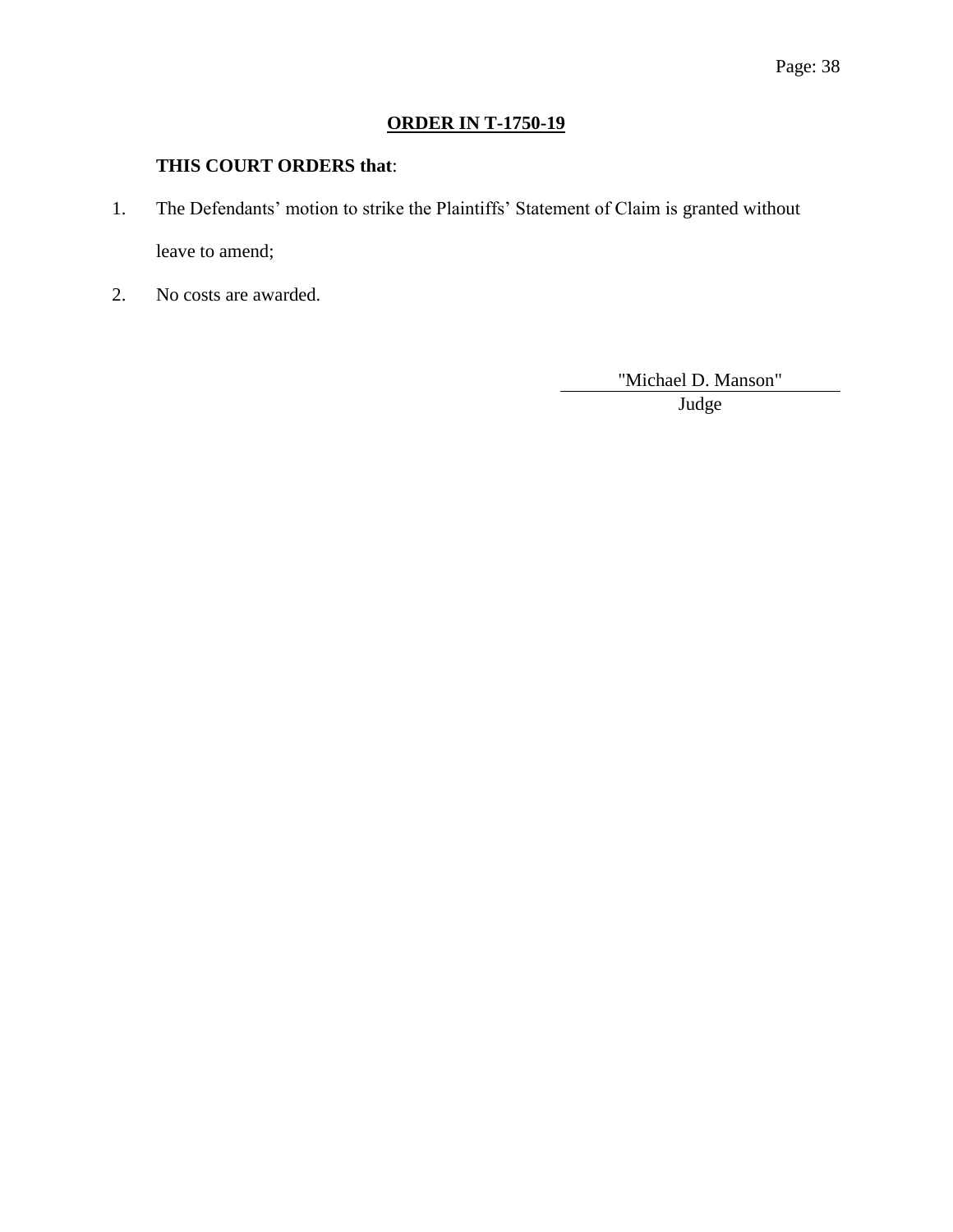## ORDER IN T-1750-19

**THIS COURT ORDERS that**:

1. The Defendants' motion to strike the Plaintiffs' Statement of Claim is granted without leave to amend;
2. No costs are awarded.

"Michael D. Manson"
Judge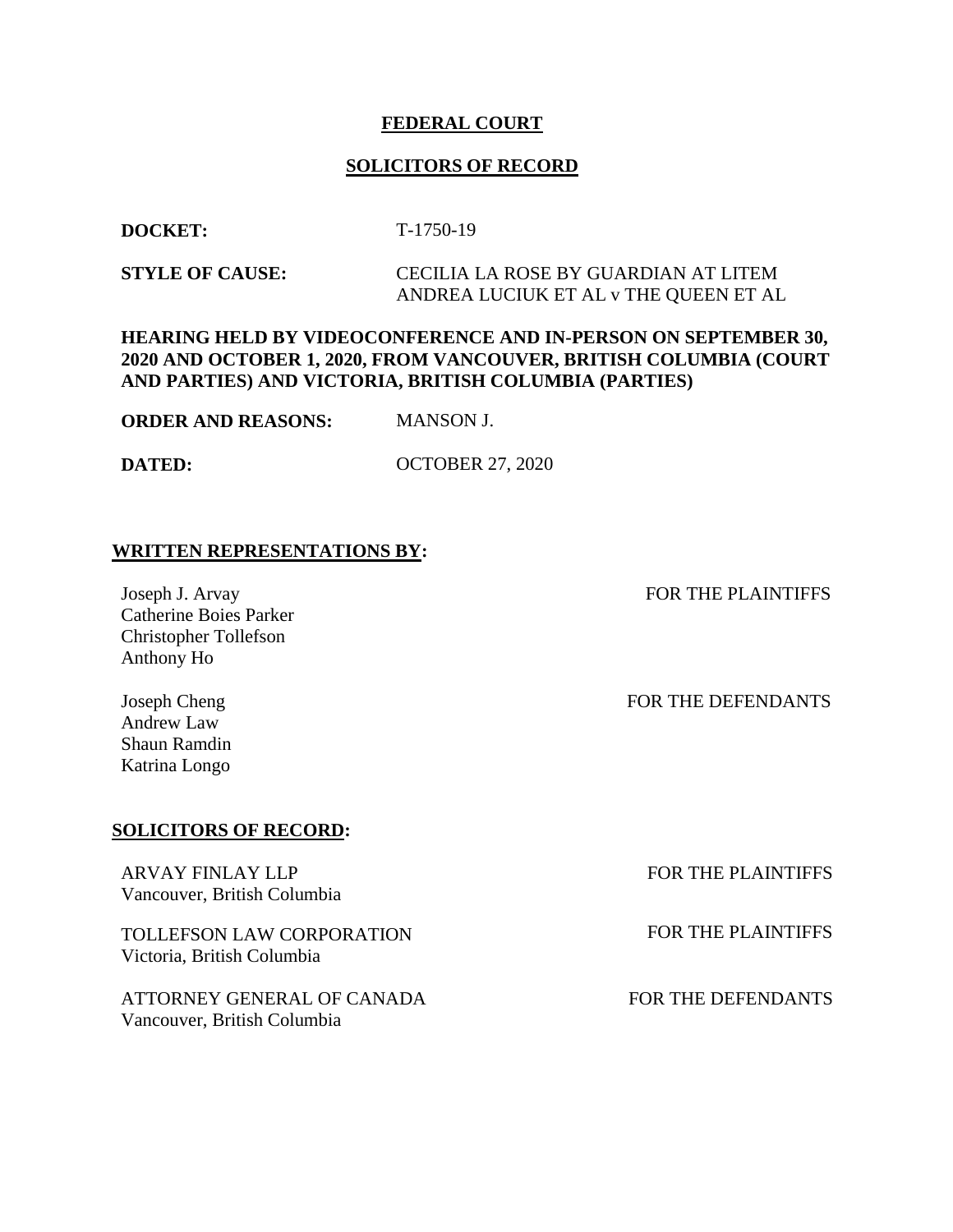**FEDERAL COURT**

**SOLICITORS OF RECORD**

| | |
|---|---|
| **DOCKET:** | T-1750-19 |
| **STYLE OF CAUSE:** | CECILIA LA ROSE BY GUARDIAN AT LITEM ANDREA LUCIUK ET AL v THE QUEEN ET AL |

**HEARING HELD BY VIDEOCONFERENCE AND IN-PERSON ON SEPTEMBER 30, 2020 AND OCTOBER 1, 2020, FROM VANCOUVER, BRITISH COLUMBIA (COURT AND PARTIES) AND VICTORIA, BRITISH COLUMBIA (PARTIES)**

| | |
|---|---|
| **ORDER AND REASONS:** | MANSON J. |
| **DATED:** | OCTOBER 27, 2020 |

**WRITTEN REPRESENTATIONS BY:**

| | |
|---|---|
| Joseph J. Arvay<br>Catherine Boies Parker<br>Christopher Tollefson<br>Anthony Ho | FOR THE PLAINTIFFS |
| Joseph Cheng<br>Andrew Law<br>Shaun Ramdin<br>Katrina Longo | FOR THE DEFENDANTS |

**SOLICITORS OF RECORD:**

| | |
|---|---|
| ARVAY FINLAY LLP<br>Vancouver, British Columbia | FOR THE PLAINTIFFS |
| TOLLEFSON LAW CORPORATION<br>Victoria, British Columbia | FOR THE PLAINTIFFS |
| ATTORNEY GENERAL OF CANADA<br>Vancouver, British Columbia | FOR THE DEFENDANTS |